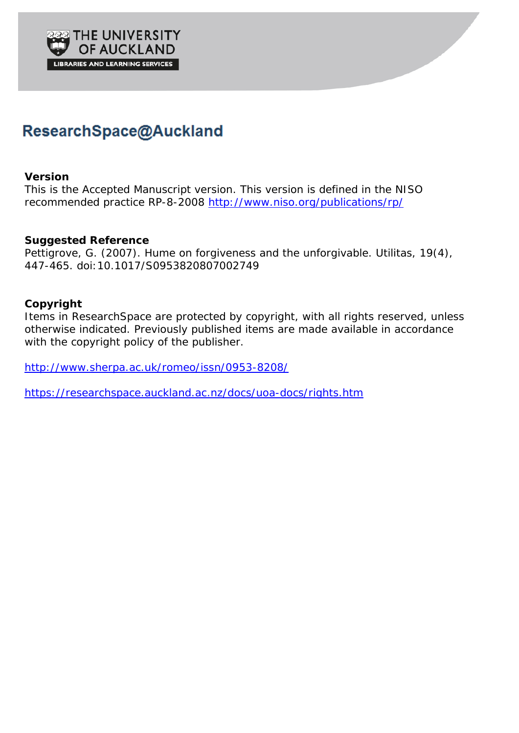THE UNIVERSITY OF AUCKLAND

LIBRARIES AND LEARNING SERVICES

# ResearchSpace@Auckland

**Version**

This is the Accepted Manuscript version. This version is defined in the NISO recommended practice RP-8-2008 http://www.niso.org/publications/rp/

**Suggested Reference**

Pettigrove, G. (2007). Hume on forgiveness and the unforgivable. Utilitas, 19(4), 447-465. doi:10.1017/S0953820807002749

**Copyright**

Items in ResearchSpace are protected by copyright, with all rights reserved, unless otherwise indicated. Previously published items are made available in accordance with the copyright policy of the publisher.

http://www.sherpa.ac.uk/romeo/issn/0953-8208/

https://researchspace.auckland.ac.nz/docs/uoa-docs/rights.htm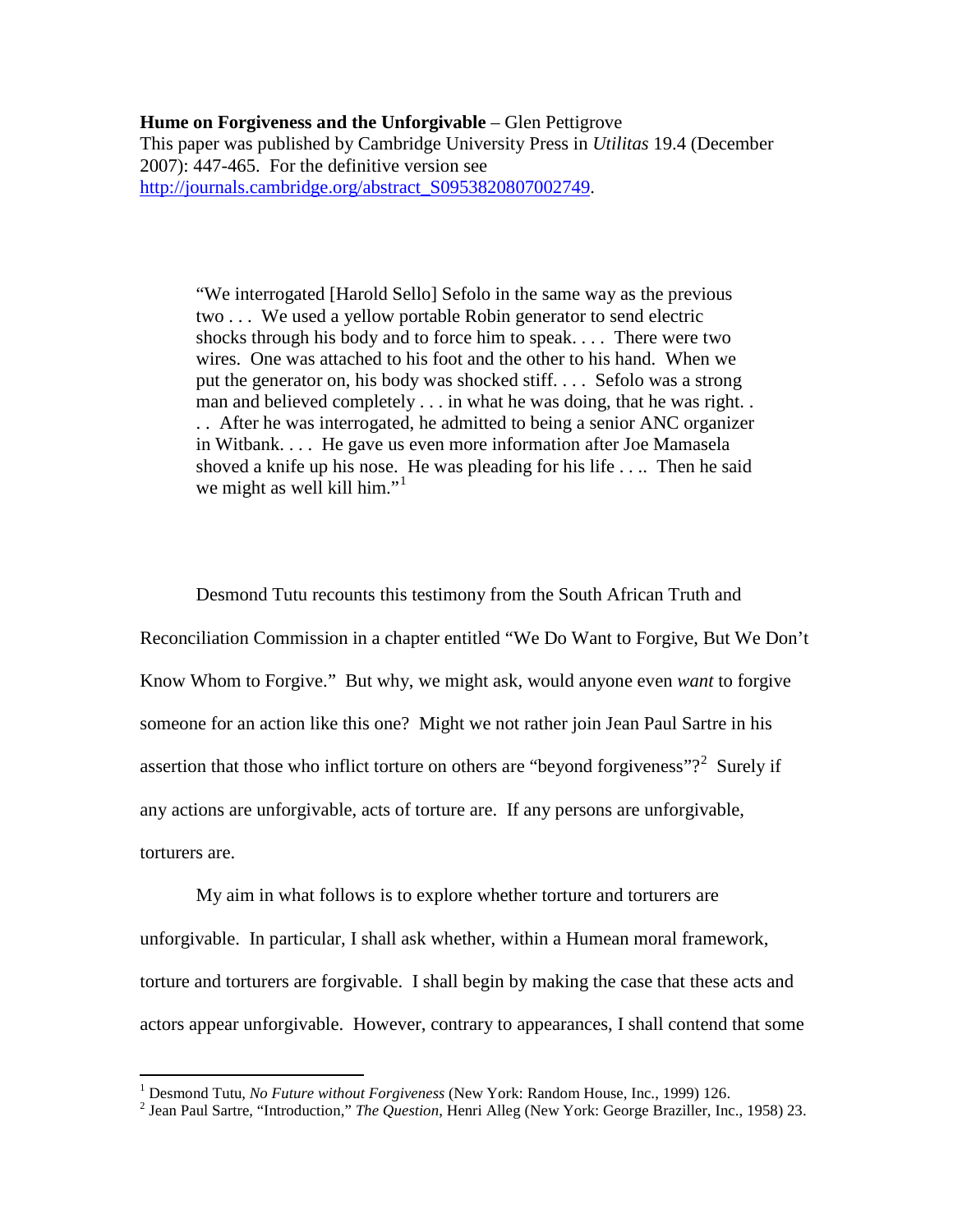**Hume on Forgiveness and the Unforgivable** – Glen Pettigrove
This paper was published by Cambridge University Press in *Utilitas* 19.4 (December 2007): 447-465. For the definitive version see http://journals.cambridge.org/abstract_S0953820807002749.

> "We interrogated [Harold Sello] Sefolo in the same way as the previous two . . . We used a yellow portable Robin generator to send electric shocks through his body and to force him to speak. . . . There were two wires. One was attached to his foot and the other to his hand. When we put the generator on, his body was shocked stiff. . . . Sefolo was a strong man and believed completely . . . in what he was doing, that he was right. . . . After he was interrogated, he admitted to being a senior ANC organizer in Witbank. . . . He gave us even more information after Joe Mamasela shoved a knife up his nose. He was pleading for his life . . .. Then he said we might as well kill him."[1]

Desmond Tutu recounts this testimony from the South African Truth and Reconciliation Commission in a chapter entitled "We Do Want to Forgive, But We Don't Know Whom to Forgive." But why, we might ask, would anyone even *want* to forgive someone for an action like this one? Might we not rather join Jean Paul Sartre in his assertion that those who inflict torture on others are "beyond forgiveness"?[2] Surely if any actions are unforgivable, acts of torture are. If any persons are unforgivable, torturers are.

My aim in what follows is to explore whether torture and torturers are unforgivable. In particular, I shall ask whether, within a Humean moral framework, torture and torturers are forgivable. I shall begin by making the case that these acts and actors appear unforgivable. However, contrary to appearances, I shall contend that some

[1] Desmond Tutu, *No Future without Forgiveness* (New York: Random House, Inc., 1999) 126.

[2] Jean Paul Sartre, "Introduction," *The Question*, Henri Alleg (New York: George Braziller, Inc., 1958) 23.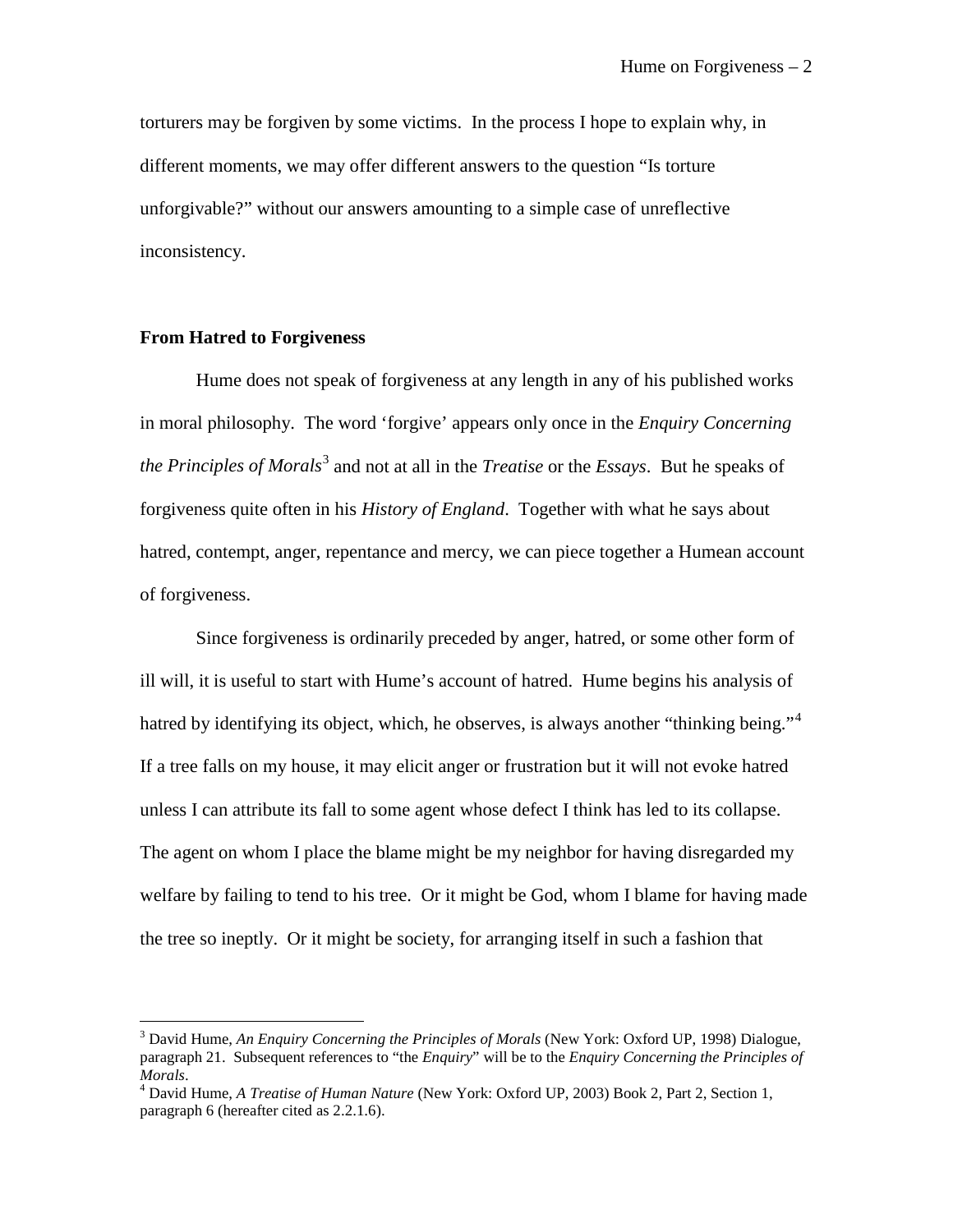torturers may be forgiven by some victims. In the process I hope to explain why, in different moments, we may offer different answers to the question "Is torture unforgivable?" without our answers amounting to a simple case of unreflective inconsistency.

## From Hatred to Forgiveness

Hume does not speak of forgiveness at any length in any of his published works in moral philosophy. The word 'forgive' appears only once in the *Enquiry Concerning the Principles of Morals*[3] and not at all in the *Treatise* or the *Essays*. But he speaks of forgiveness quite often in his *History of England*. Together with what he says about hatred, contempt, anger, repentance and mercy, we can piece together a Humean account of forgiveness.

Since forgiveness is ordinarily preceded by anger, hatred, or some other form of ill will, it is useful to start with Hume's account of hatred. Hume begins his analysis of hatred by identifying its object, which, he observes, is always another "thinking being."[4] If a tree falls on my house, it may elicit anger or frustration but it will not evoke hatred unless I can attribute its fall to some agent whose defect I think has led to its collapse. The agent on whom I place the blame might be my neighbor for having disregarded my welfare by failing to tend to his tree. Or it might be God, whom I blame for having made the tree so ineptly. Or it might be society, for arranging itself in such a fashion that

---

[3] David Hume, *An Enquiry Concerning the Principles of Morals* (New York: Oxford UP, 1998) Dialogue, paragraph 21. Subsequent references to "the *Enquiry*" will be to the *Enquiry Concerning the Principles of Morals*.

[4] David Hume, *A Treatise of Human Nature* (New York: Oxford UP, 2003) Book 2, Part 2, Section 1, paragraph 6 (hereafter cited as 2.2.1.6).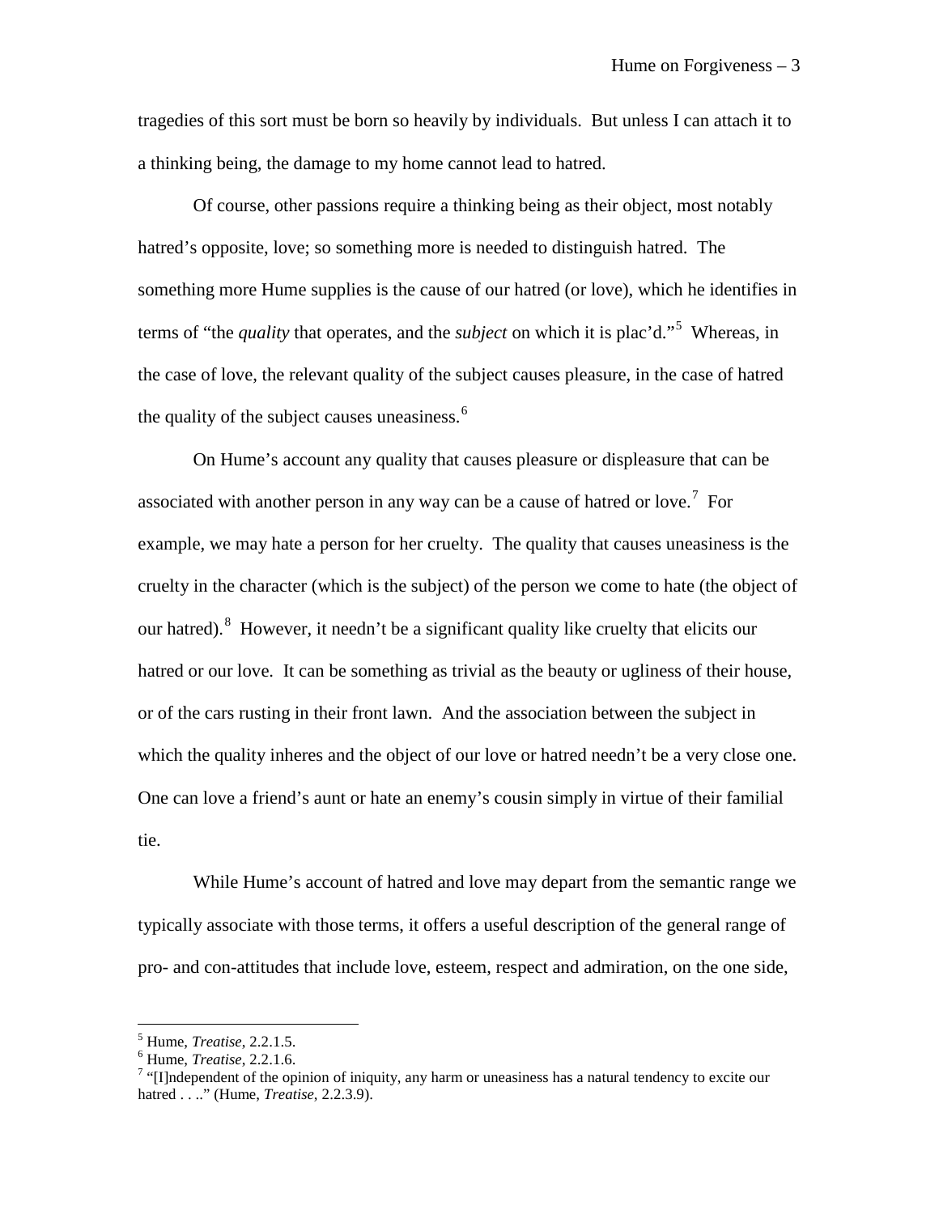tragedies of this sort must be born so heavily by individuals. But unless I can attach it to a thinking being, the damage to my home cannot lead to hatred.

Of course, other passions require a thinking being as their object, most notably hatred's opposite, love; so something more is needed to distinguish hatred. The something more Hume supplies is the cause of our hatred (or love), which he identifies in terms of "the *quality* that operates, and the *subject* on which it is plac'd."[5] Whereas, in the case of love, the relevant quality of the subject causes pleasure, in the case of hatred the quality of the subject causes uneasiness.[6]

On Hume's account any quality that causes pleasure or displeasure that can be associated with another person in any way can be a cause of hatred or love.[7] For example, we may hate a person for her cruelty. The quality that causes uneasiness is the cruelty in the character (which is the subject) of the person we come to hate (the object of our hatred).[8] However, it needn't be a significant quality like cruelty that elicits our hatred or our love. It can be something as trivial as the beauty or ugliness of their house, or of the cars rusting in their front lawn. And the association between the subject in which the quality inheres and the object of our love or hatred needn't be a very close one. One can love a friend's aunt or hate an enemy's cousin simply in virtue of their familial tie.

While Hume's account of hatred and love may depart from the semantic range we typically associate with those terms, it offers a useful description of the general range of pro- and con-attitudes that include love, esteem, respect and admiration, on the one side,

---

[5] Hume, *Treatise*, 2.2.1.5.

[6] Hume, *Treatise*, 2.2.1.6.

[7] "[I]ndependent of the opinion of iniquity, any harm or uneasiness has a natural tendency to excite our hatred . . .." (Hume, *Treatise*, 2.2.3.9).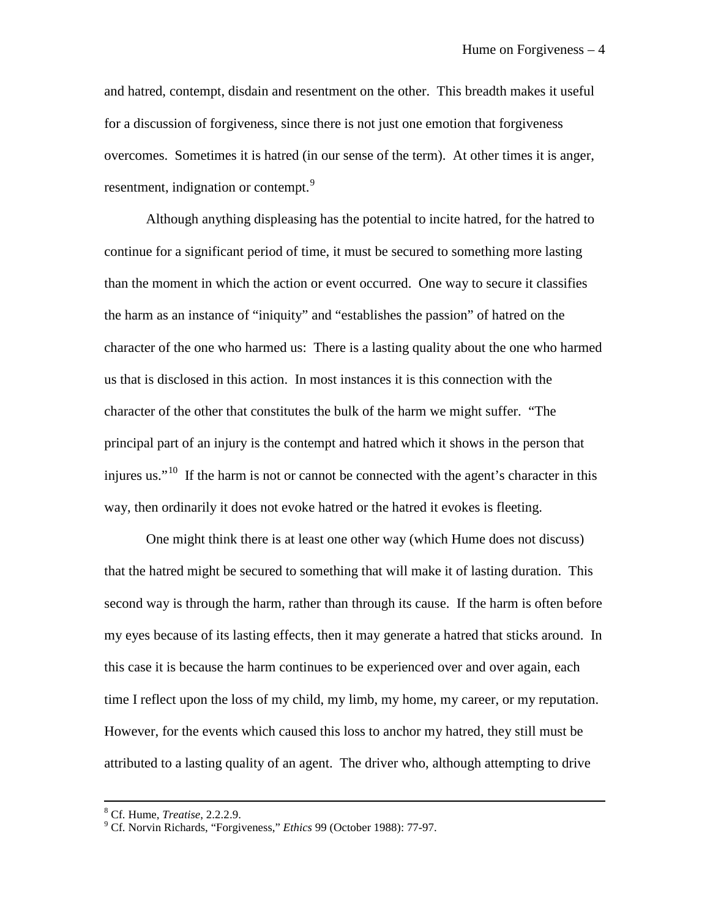and hatred, contempt, disdain and resentment on the other. This breadth makes it useful for a discussion of forgiveness, since there is not just one emotion that forgiveness overcomes. Sometimes it is hatred (in our sense of the term). At other times it is anger, resentment, indignation or contempt.[9]

Although anything displeasing has the potential to incite hatred, for the hatred to continue for a significant period of time, it must be secured to something more lasting than the moment in which the action or event occurred. One way to secure it classifies the harm as an instance of "iniquity" and "establishes the passion" of hatred on the character of the one who harmed us: There is a lasting quality about the one who harmed us that is disclosed in this action. In most instances it is this connection with the character of the other that constitutes the bulk of the harm we might suffer. "The principal part of an injury is the contempt and hatred which it shows in the person that injures us."[10] If the harm is not or cannot be connected with the agent's character in this way, then ordinarily it does not evoke hatred or the hatred it evokes is fleeting.

One might think there is at least one other way (which Hume does not discuss) that the hatred might be secured to something that will make it of lasting duration. This second way is through the harm, rather than through its cause. If the harm is often before my eyes because of its lasting effects, then it may generate a hatred that sticks around. In this case it is because the harm continues to be experienced over and over again, each time I reflect upon the loss of my child, my limb, my home, my career, or my reputation. However, for the events which caused this loss to anchor my hatred, they still must be attributed to a lasting quality of an agent. The driver who, although attempting to drive

---

[8] Cf. Hume, *Treatise*, 2.2.2.9.

[9] Cf. Norvin Richards, "Forgiveness," *Ethics* 99 (October 1988): 77-97.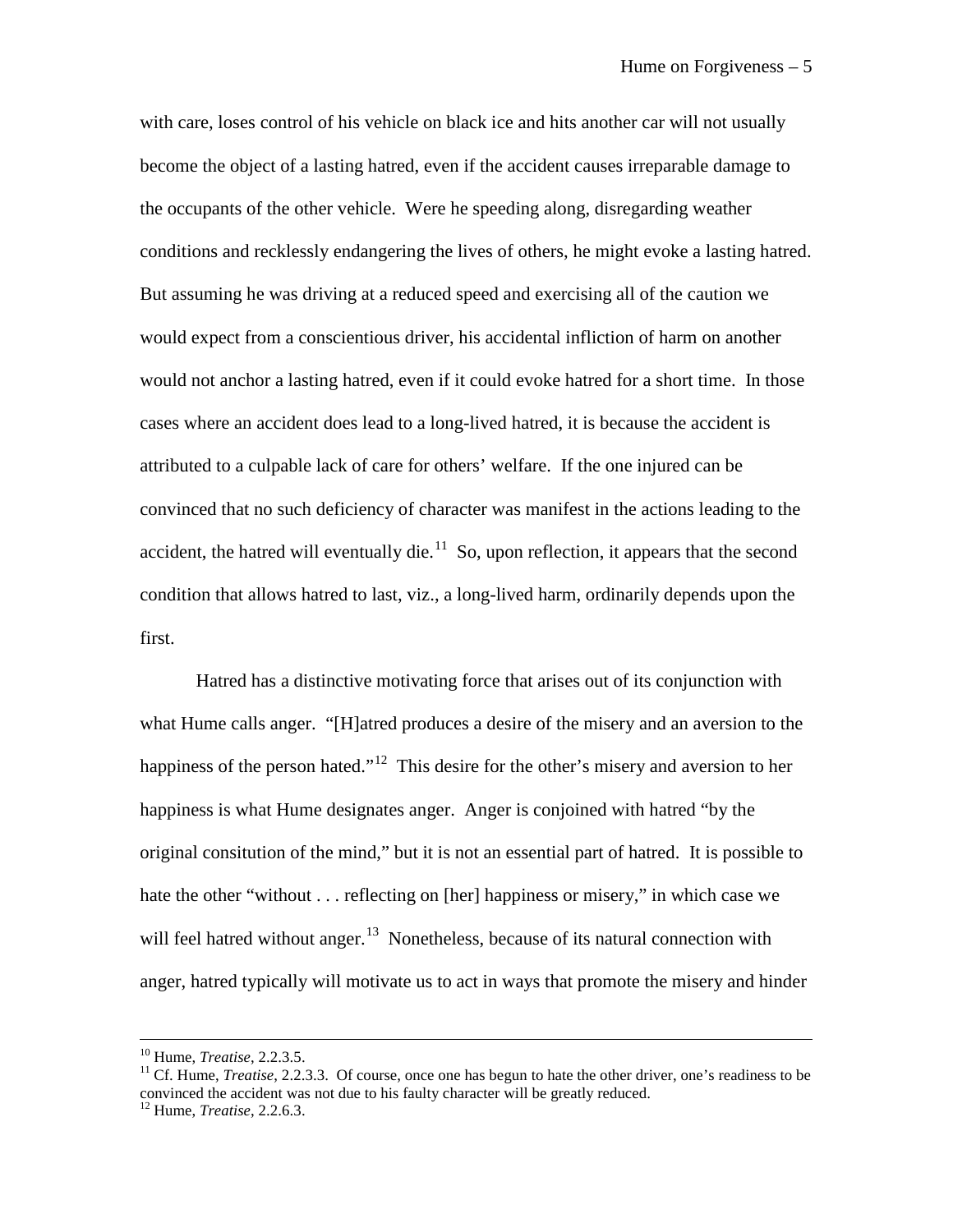with care, loses control of his vehicle on black ice and hits another car will not usually become the object of a lasting hatred, even if the accident causes irreparable damage to the occupants of the other vehicle. Were he speeding along, disregarding weather conditions and recklessly endangering the lives of others, he might evoke a lasting hatred. But assuming he was driving at a reduced speed and exercising all of the caution we would expect from a conscientious driver, his accidental infliction of harm on another would not anchor a lasting hatred, even if it could evoke hatred for a short time. In those cases where an accident does lead to a long-lived hatred, it is because the accident is attributed to a culpable lack of care for others' welfare. If the one injured can be convinced that no such deficiency of character was manifest in the actions leading to the accident, the hatred will eventually die.[11] So, upon reflection, it appears that the second condition that allows hatred to last, viz., a long-lived harm, ordinarily depends upon the first.

Hatred has a distinctive motivating force that arises out of its conjunction with what Hume calls anger. "[H]atred produces a desire of the misery and an aversion to the happiness of the person hated."[12] This desire for the other's misery and aversion to her happiness is what Hume designates anger. Anger is conjoined with hatred "by the original consitution of the mind," but it is not an essential part of hatred. It is possible to hate the other "without . . . reflecting on [her] happiness or misery," in which case we will feel hatred without anger.[13] Nonetheless, because of its natural connection with anger, hatred typically will motivate us to act in ways that promote the misery and hinder

---

[10] Hume, *Treatise*, 2.2.3.5.

[11] Cf. Hume, *Treatise*, 2.2.3.3. Of course, once one has begun to hate the other driver, one's readiness to be convinced the accident was not due to his faulty character will be greatly reduced.

[12] Hume, *Treatise*, 2.2.6.3.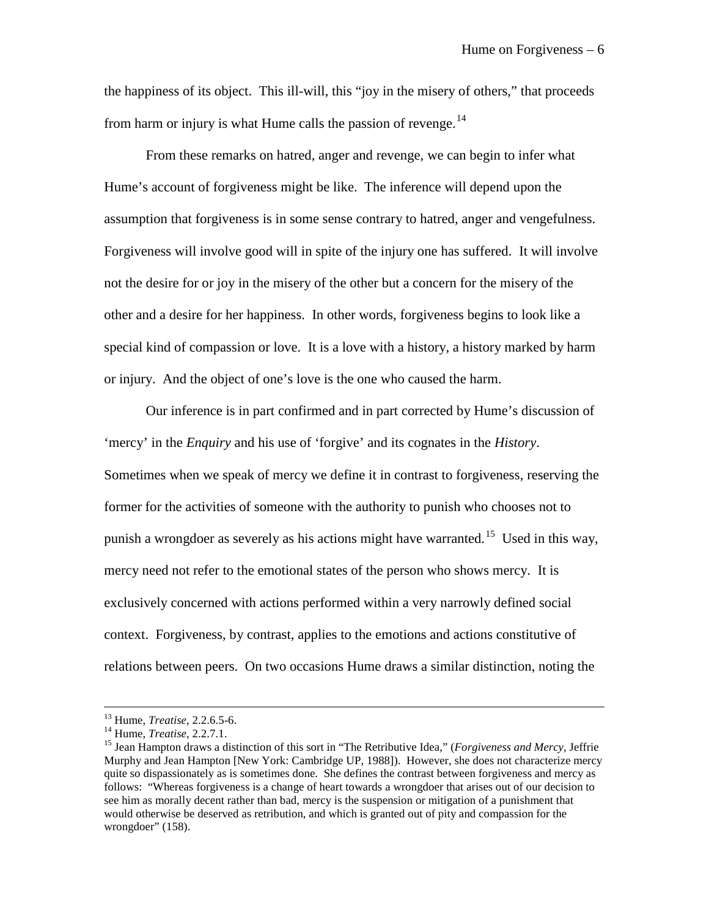the happiness of its object. This ill-will, this "joy in the misery of others," that proceeds from harm or injury is what Hume calls the passion of revenge.[14]

From these remarks on hatred, anger and revenge, we can begin to infer what Hume's account of forgiveness might be like. The inference will depend upon the assumption that forgiveness is in some sense contrary to hatred, anger and vengefulness. Forgiveness will involve good will in spite of the injury one has suffered. It will involve not the desire for or joy in the misery of the other but a concern for the misery of the other and a desire for her happiness. In other words, forgiveness begins to look like a special kind of compassion or love. It is a love with a history, a history marked by harm or injury. And the object of one's love is the one who caused the harm.

Our inference is in part confirmed and in part corrected by Hume's discussion of 'mercy' in the *Enquiry* and his use of 'forgive' and its cognates in the *History*. Sometimes when we speak of mercy we define it in contrast to forgiveness, reserving the former for the activities of someone with the authority to punish who chooses not to punish a wrongdoer as severely as his actions might have warranted.[15] Used in this way, mercy need not refer to the emotional states of the person who shows mercy. It is exclusively concerned with actions performed within a very narrowly defined social context. Forgiveness, by contrast, applies to the emotions and actions constitutive of relations between peers. On two occasions Hume draws a similar distinction, noting the

---

[13] Hume, *Treatise*, 2.2.6.5-6.

[14] Hume, *Treatise*, 2.2.7.1.

[15] Jean Hampton draws a distinction of this sort in "The Retributive Idea," (*Forgiveness and Mercy*, Jeffrie Murphy and Jean Hampton [New York: Cambridge UP, 1988]). However, she does not characterize mercy quite so dispassionately as is sometimes done. She defines the contrast between forgiveness and mercy as follows: "Whereas forgiveness is a change of heart towards a wrongdoer that arises out of our decision to see him as morally decent rather than bad, mercy is the suspension or mitigation of a punishment that would otherwise be deserved as retribution, and which is granted out of pity and compassion for the wrongdoer" (158).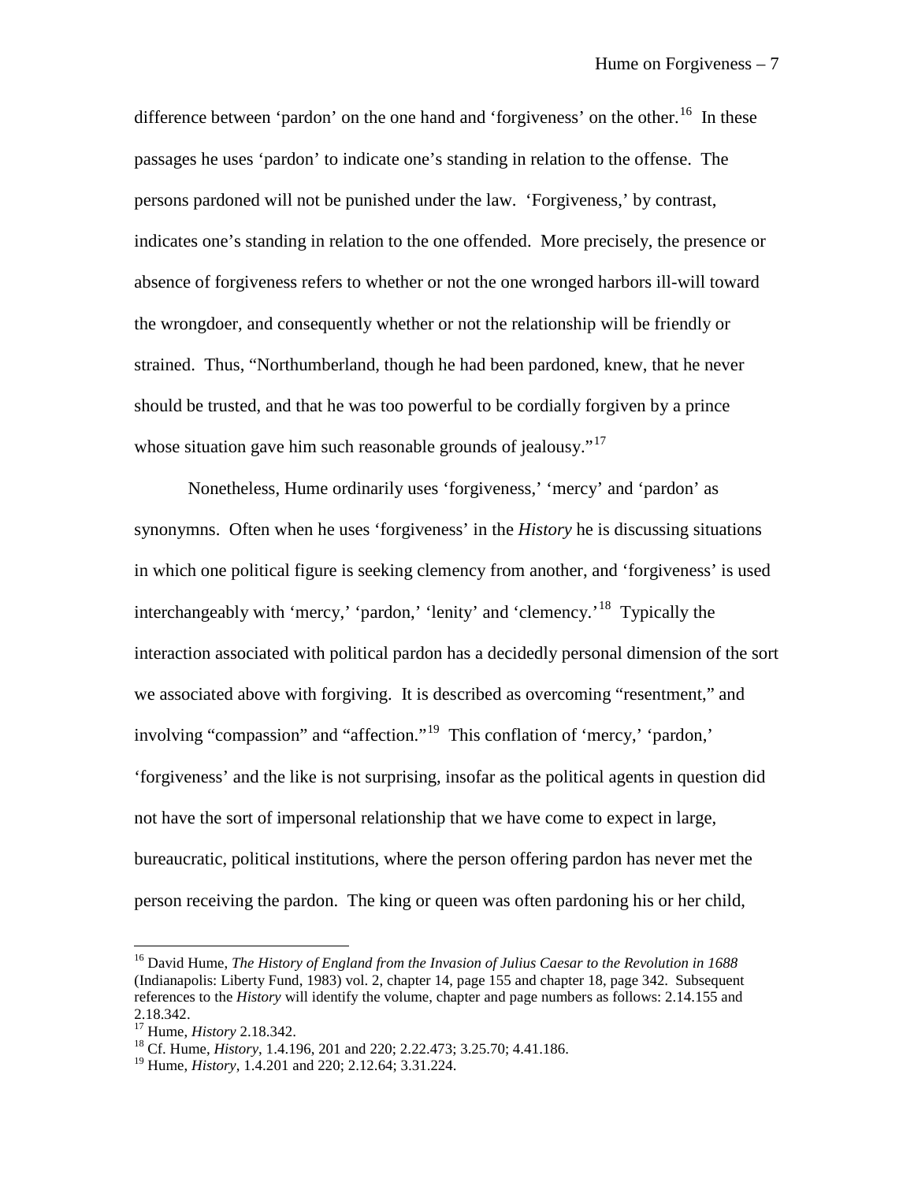difference between 'pardon' on the one hand and 'forgiveness' on the other.[16] In these passages he uses 'pardon' to indicate one's standing in relation to the offense. The persons pardoned will not be punished under the law. 'Forgiveness,' by contrast, indicates one's standing in relation to the one offended. More precisely, the presence or absence of forgiveness refers to whether or not the one wronged harbors ill-will toward the wrongdoer, and consequently whether or not the relationship will be friendly or strained. Thus, "Northumberland, though he had been pardoned, knew, that he never should be trusted, and that he was too powerful to be cordially forgiven by a prince whose situation gave him such reasonable grounds of jealousy."[17]

Nonetheless, Hume ordinarily uses 'forgiveness,' 'mercy' and 'pardon' as synonymns. Often when he uses 'forgiveness' in the *History* he is discussing situations in which one political figure is seeking clemency from another, and 'forgiveness' is used interchangeably with 'mercy,' 'pardon,' 'lenity' and 'clemency.'[18] Typically the interaction associated with political pardon has a decidedly personal dimension of the sort we associated above with forgiving. It is described as overcoming "resentment," and involving "compassion" and "affection."[19] This conflation of 'mercy,' 'pardon,' 'forgiveness' and the like is not surprising, insofar as the political agents in question did not have the sort of impersonal relationship that we have come to expect in large, bureaucratic, political institutions, where the person offering pardon has never met the person receiving the pardon. The king or queen was often pardoning his or her child,

---

[16] David Hume, *The History of England from the Invasion of Julius Caesar to the Revolution in 1688* (Indianapolis: Liberty Fund, 1983) vol. 2, chapter 14, page 155 and chapter 18, page 342. Subsequent references to the *History* will identify the volume, chapter and page numbers as follows: 2.14.155 and 2.18.342.

[17] Hume, *History* 2.18.342.

[18] Cf. Hume, *History*, 1.4.196, 201 and 220; 2.22.473; 3.25.70; 4.41.186.

[19] Hume, *History*, 1.4.201 and 220; 2.12.64; 3.31.224.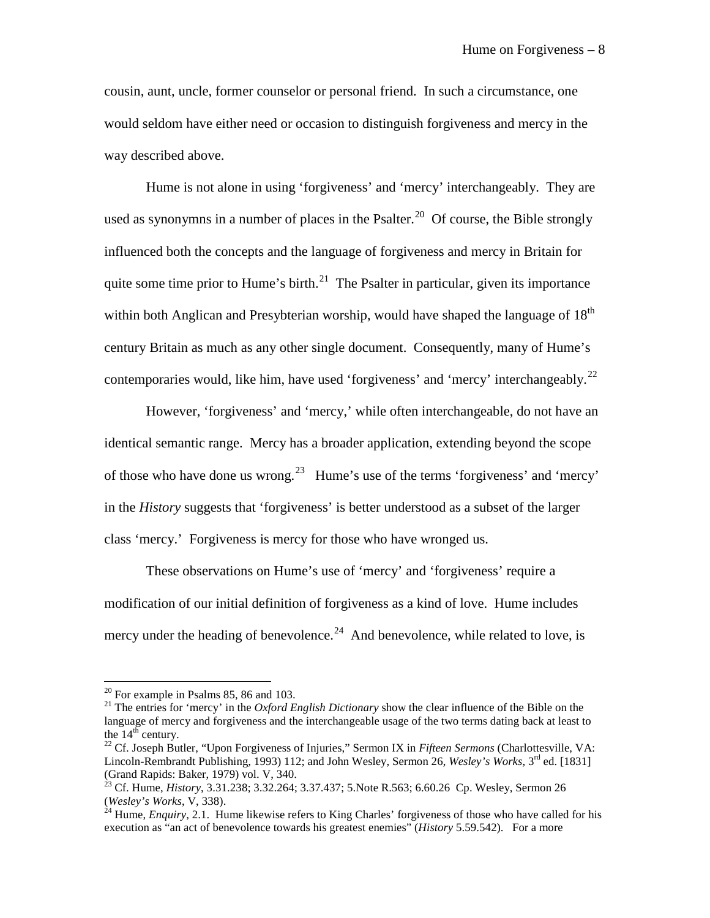cousin, aunt, uncle, former counselor or personal friend. In such a circumstance, one would seldom have either need or occasion to distinguish forgiveness and mercy in the way described above.

Hume is not alone in using 'forgiveness' and 'mercy' interchangeably. They are used as synonymns in a number of places in the Psalter.[20] Of course, the Bible strongly influenced both the concepts and the language of forgiveness and mercy in Britain for quite some time prior to Hume's birth.[21] The Psalter in particular, given its importance within both Anglican and Presybterian worship, would have shaped the language of 18th century Britain as much as any other single document. Consequently, many of Hume's contemporaries would, like him, have used 'forgiveness' and 'mercy' interchangeably.[22]

However, 'forgiveness' and 'mercy,' while often interchangeable, do not have an identical semantic range. Mercy has a broader application, extending beyond the scope of those who have done us wrong.[23] Hume's use of the terms 'forgiveness' and 'mercy' in the *History* suggests that 'forgiveness' is better understood as a subset of the larger class 'mercy.' Forgiveness is mercy for those who have wronged us.

These observations on Hume's use of 'mercy' and 'forgiveness' require a modification of our initial definition of forgiveness as a kind of love. Hume includes mercy under the heading of benevolence.[24] And benevolence, while related to love, is

---

[20] For example in Psalms 85, 86 and 103.

[21] The entries for 'mercy' in the *Oxford English Dictionary* show the clear influence of the Bible on the language of mercy and forgiveness and the interchangeable usage of the two terms dating back at least to the 14th century.

[22] Cf. Joseph Butler, "Upon Forgiveness of Injuries," Sermon IX in *Fifteen Sermons* (Charlottesville, VA: Lincoln-Rembrandt Publishing, 1993) 112; and John Wesley, Sermon 26, *Wesley's Works*, 3rd ed. [1831] (Grand Rapids: Baker, 1979) vol. V, 340.

[23] Cf. Hume, *History*, 3.31.238; 3.32.264; 3.37.437; 5.Note R.563; 6.60.26 Cp. Wesley, Sermon 26 (*Wesley's Works*, V, 338).

[24] Hume, *Enquiry*, 2.1. Hume likewise refers to King Charles' forgiveness of those who have called for his execution as "an act of benevolence towards his greatest enemies" (*History* 5.59.542). For a more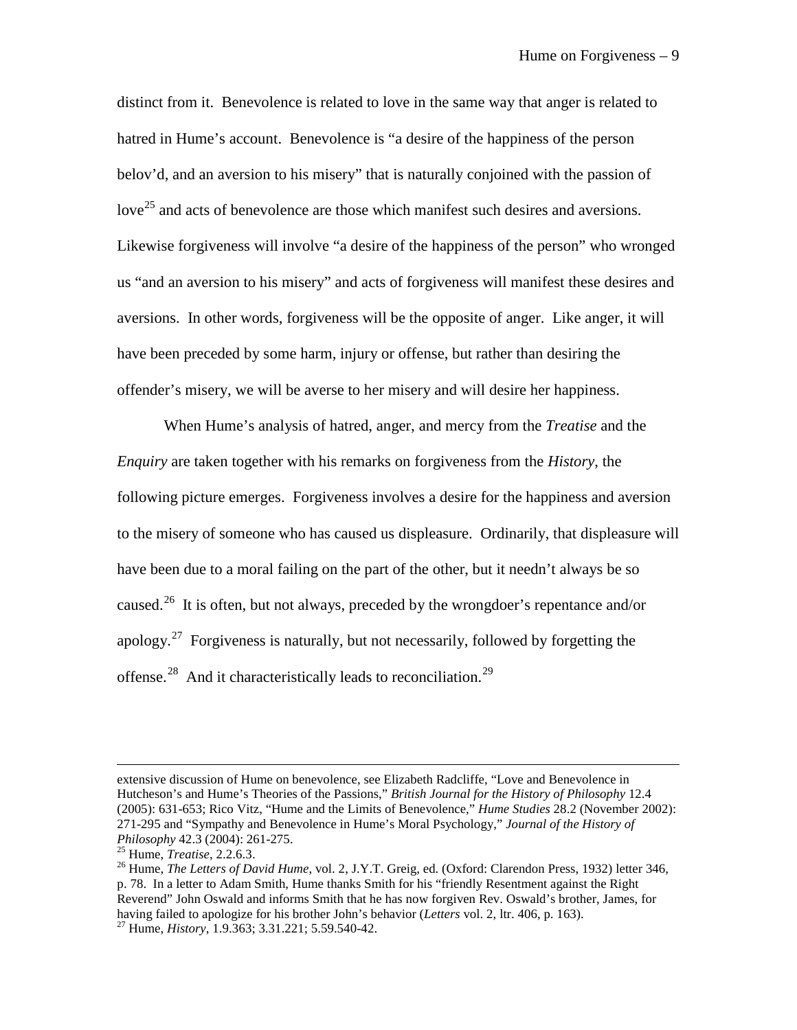distinct from it. Benevolence is related to love in the same way that anger is related to hatred in Hume's account. Benevolence is "a desire of the happiness of the person belov'd, and an aversion to his misery" that is naturally conjoined with the passion of love[25] and acts of benevolence are those which manifest such desires and aversions. Likewise forgiveness will involve "a desire of the happiness of the person" who wronged us "and an aversion to his misery" and acts of forgiveness will manifest these desires and aversions. In other words, forgiveness will be the opposite of anger. Like anger, it will have been preceded by some harm, injury or offense, but rather than desiring the offender's misery, we will be averse to her misery and will desire her happiness.

When Hume's analysis of hatred, anger, and mercy from the *Treatise* and the *Enquiry* are taken together with his remarks on forgiveness from the *History*, the following picture emerges. Forgiveness involves a desire for the happiness and aversion to the misery of someone who has caused us displeasure. Ordinarily, that displeasure will have been due to a moral failing on the part of the other, but it needn't always be so caused.[26] It is often, but not always, preceded by the wrongdoer's repentance and/or apology.[27] Forgiveness is naturally, but not necessarily, followed by forgetting the offense.[28] And it characteristically leads to reconciliation.[29]

---

extensive discussion of Hume on benevolence, see Elizabeth Radcliffe, "Love and Benevolence in Hutcheson's and Hume's Theories of the Passions," *British Journal for the History of Philosophy* 12.4 (2005): 631-653; Rico Vitz, "Hume and the Limits of Benevolence," *Hume Studies* 28.2 (November 2002): 271-295 and "Sympathy and Benevolence in Hume's Moral Psychology," *Journal of the History of Philosophy* 42.3 (2004): 261-275.

[25] Hume, *Treatise*, 2.2.6.3.

[26] Hume, *The Letters of David Hume*, vol. 2, J.Y.T. Greig, ed. (Oxford: Clarendon Press, 1932) letter 346, p. 78. In a letter to Adam Smith, Hume thanks Smith for his "friendly Resentment against the Right Reverend" John Oswald and informs Smith that he has now forgiven Rev. Oswald's brother, James, for having failed to apologize for his brother John's behavior (*Letters* vol. 2, ltr. 406, p. 163).

[27] Hume, *History*, 1.9.363; 3.31.221; 5.59.540-42.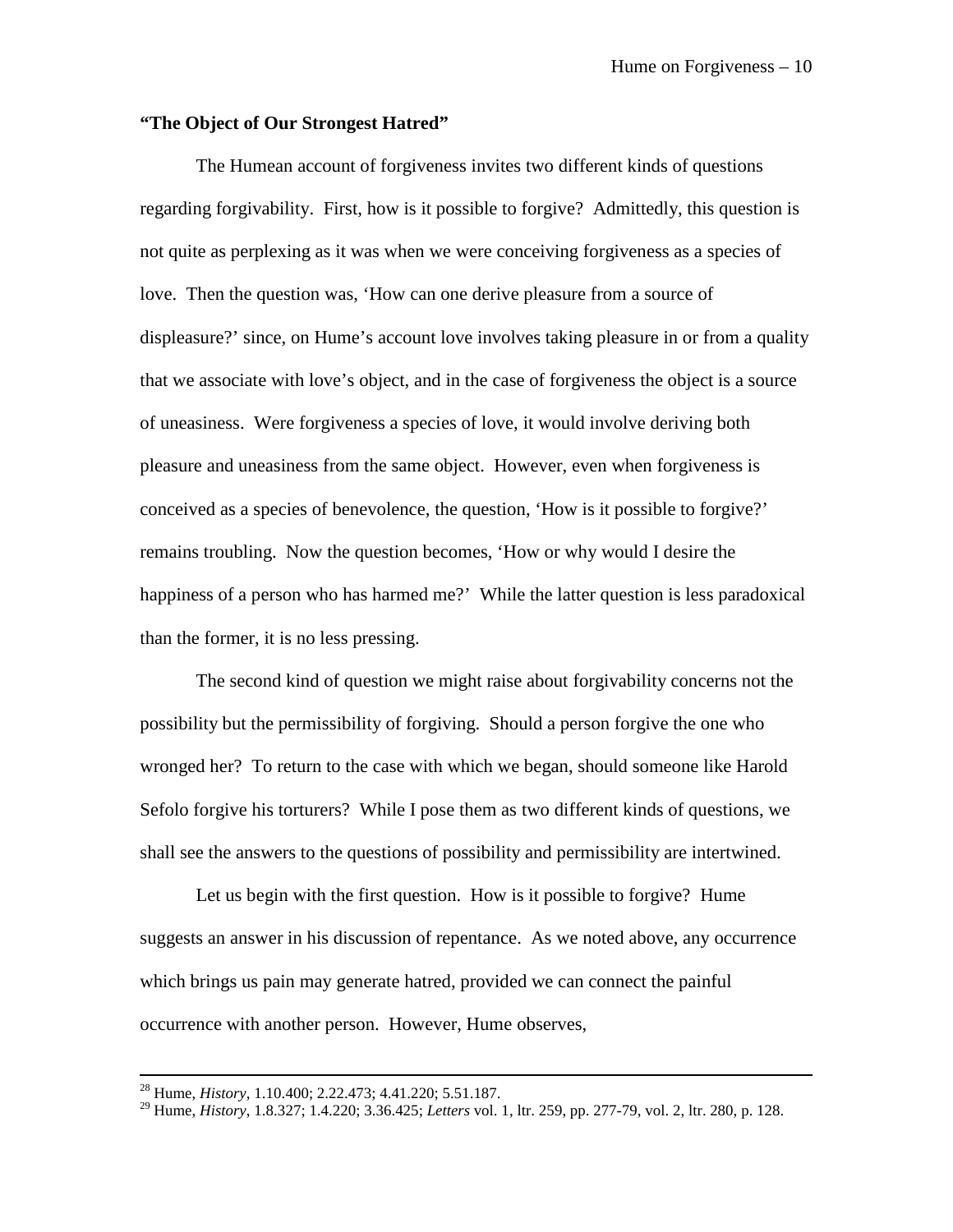**"The Object of Our Strongest Hatred"**

The Humean account of forgiveness invites two different kinds of questions regarding forgivability. First, how is it possible to forgive? Admittedly, this question is not quite as perplexing as it was when we were conceiving forgiveness as a species of love. Then the question was, 'How can one derive pleasure from a source of displeasure?' since, on Hume's account love involves taking pleasure in or from a quality that we associate with love's object, and in the case of forgiveness the object is a source of uneasiness. Were forgiveness a species of love, it would involve deriving both pleasure and uneasiness from the same object. However, even when forgiveness is conceived as a species of benevolence, the question, 'How is it possible to forgive?' remains troubling. Now the question becomes, 'How or why would I desire the happiness of a person who has harmed me?' While the latter question is less paradoxical than the former, it is no less pressing.

The second kind of question we might raise about forgivability concerns not the possibility but the permissibility of forgiving. Should a person forgive the one who wronged her? To return to the case with which we began, should someone like Harold Sefolo forgive his torturers? While I pose them as two different kinds of questions, we shall see the answers to the questions of possibility and permissibility are intertwined.

Let us begin with the first question. How is it possible to forgive? Hume suggests an answer in his discussion of repentance. As we noted above, any occurrence which brings us pain may generate hatred, provided we can connect the painful occurrence with another person. However, Hume observes,

---

[28] Hume, *History*, 1.10.400; 2.22.473; 4.41.220; 5.51.187.

[29] Hume, *History*, 1.8.327; 1.4.220; 3.36.425; *Letters* vol. 1, ltr. 259, pp. 277-79, vol. 2, ltr. 280, p. 128.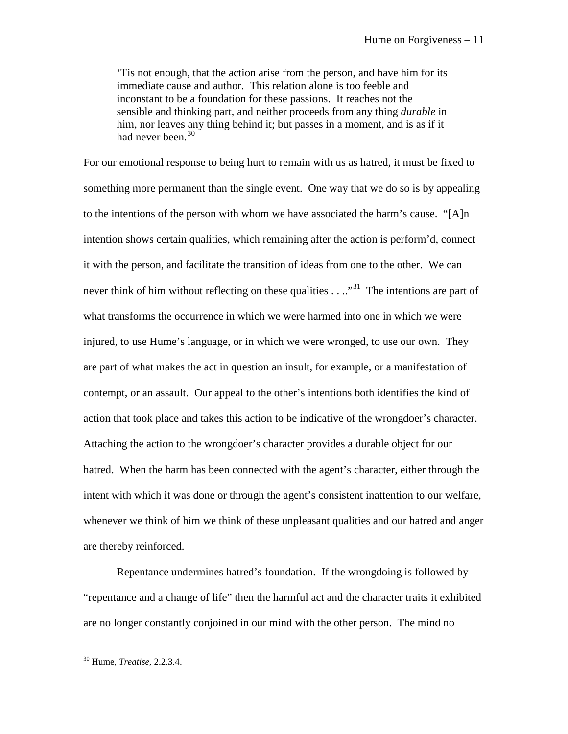> 'Tis not enough, that the action arise from the person, and have him for its immediate cause and author. This relation alone is too feeble and inconstant to be a foundation for these passions. It reaches not the sensible and thinking part, and neither proceeds from any thing *durable* in him, nor leaves any thing behind it; but passes in a moment, and is as if it had never been.[30]

For our emotional response to being hurt to remain with us as hatred, it must be fixed to something more permanent than the single event. One way that we do so is by appealing to the intentions of the person with whom we have associated the harm's cause. "[A]n intention shows certain qualities, which remaining after the action is perform'd, connect it with the person, and facilitate the transition of ideas from one to the other. We can never think of him without reflecting on these qualities . . .."[31] The intentions are part of what transforms the occurrence in which we were harmed into one in which we were injured, to use Hume's language, or in which we were wronged, to use our own. They are part of what makes the act in question an insult, for example, or a manifestation of contempt, or an assault. Our appeal to the other's intentions both identifies the kind of action that took place and takes this action to be indicative of the wrongdoer's character. Attaching the action to the wrongdoer's character provides a durable object for our hatred. When the harm has been connected with the agent's character, either through the intent with which it was done or through the agent's consistent inattention to our welfare, whenever we think of him we think of these unpleasant qualities and our hatred and anger are thereby reinforced.

Repentance undermines hatred's foundation. If the wrongdoing is followed by "repentance and a change of life" then the harmful act and the character traits it exhibited are no longer constantly conjoined in our mind with the other person. The mind no

---

[30] Hume, *Treatise*, 2.2.3.4.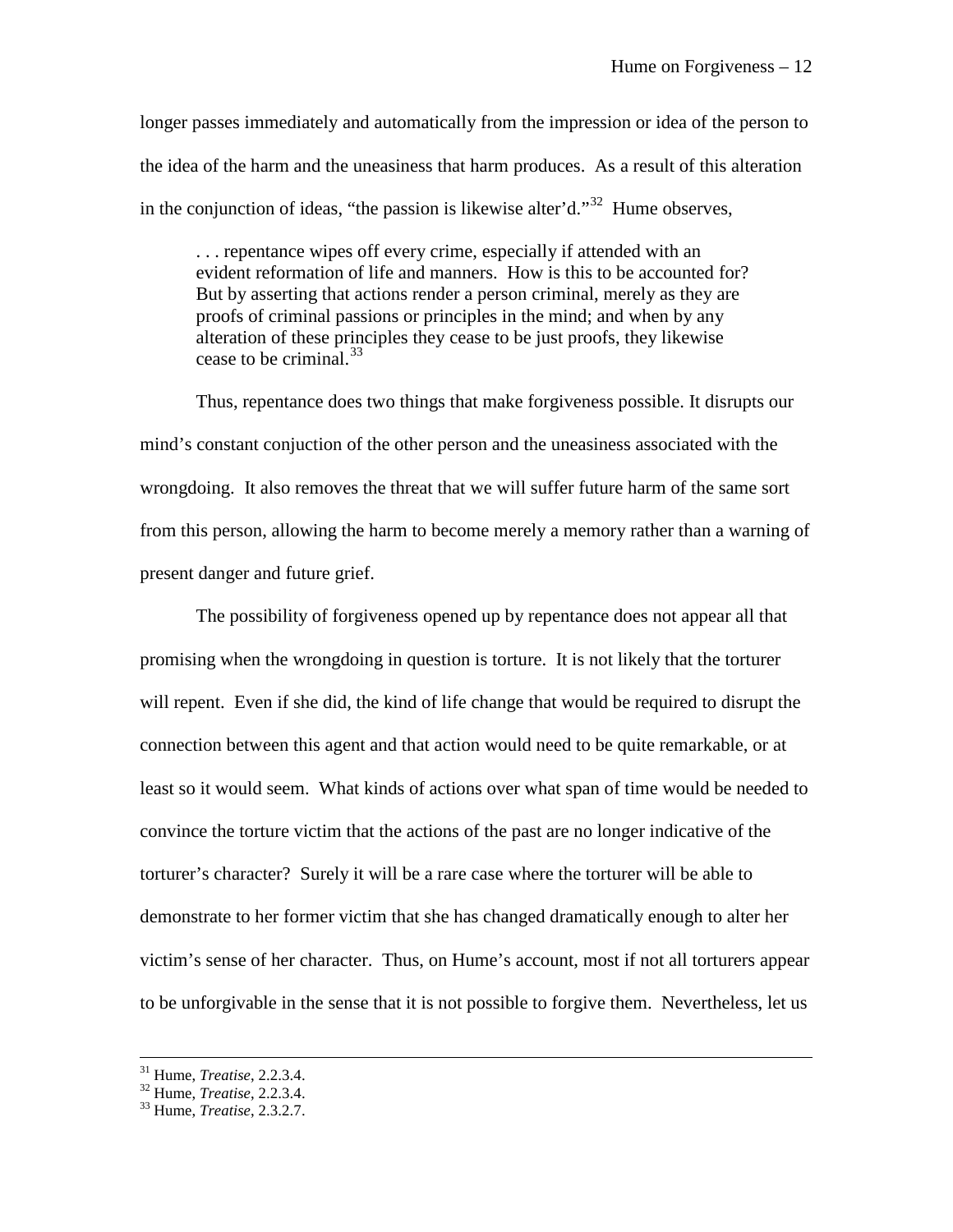longer passes immediately and automatically from the impression or idea of the person to the idea of the harm and the uneasiness that harm produces. As a result of this alteration in the conjunction of ideas, "the passion is likewise alter'd."[32] Hume observes,

> . . . repentance wipes off every crime, especially if attended with an evident reformation of life and manners. How is this to be accounted for? But by asserting that actions render a person criminal, merely as they are proofs of criminal passions or principles in the mind; and when by any alteration of these principles they cease to be just proofs, they likewise cease to be criminal.[33]

Thus, repentance does two things that make forgiveness possible. It disrupts our mind's constant conjuction of the other person and the uneasiness associated with the wrongdoing. It also removes the threat that we will suffer future harm of the same sort from this person, allowing the harm to become merely a memory rather than a warning of present danger and future grief.

The possibility of forgiveness opened up by repentance does not appear all that promising when the wrongdoing in question is torture. It is not likely that the torturer will repent. Even if she did, the kind of life change that would be required to disrupt the connection between this agent and that action would need to be quite remarkable, or at least so it would seem. What kinds of actions over what span of time would be needed to convince the torture victim that the actions of the past are no longer indicative of the torturer's character? Surely it will be a rare case where the torturer will be able to demonstrate to her former victim that she has changed dramatically enough to alter her victim's sense of her character. Thus, on Hume's account, most if not all torturers appear to be unforgivable in the sense that it is not possible to forgive them. Nevertheless, let us

---

[31] Hume, *Treatise*, 2.2.3.4.

[32] Hume, *Treatise*, 2.2.3.4.

[33] Hume, *Treatise*, 2.3.2.7.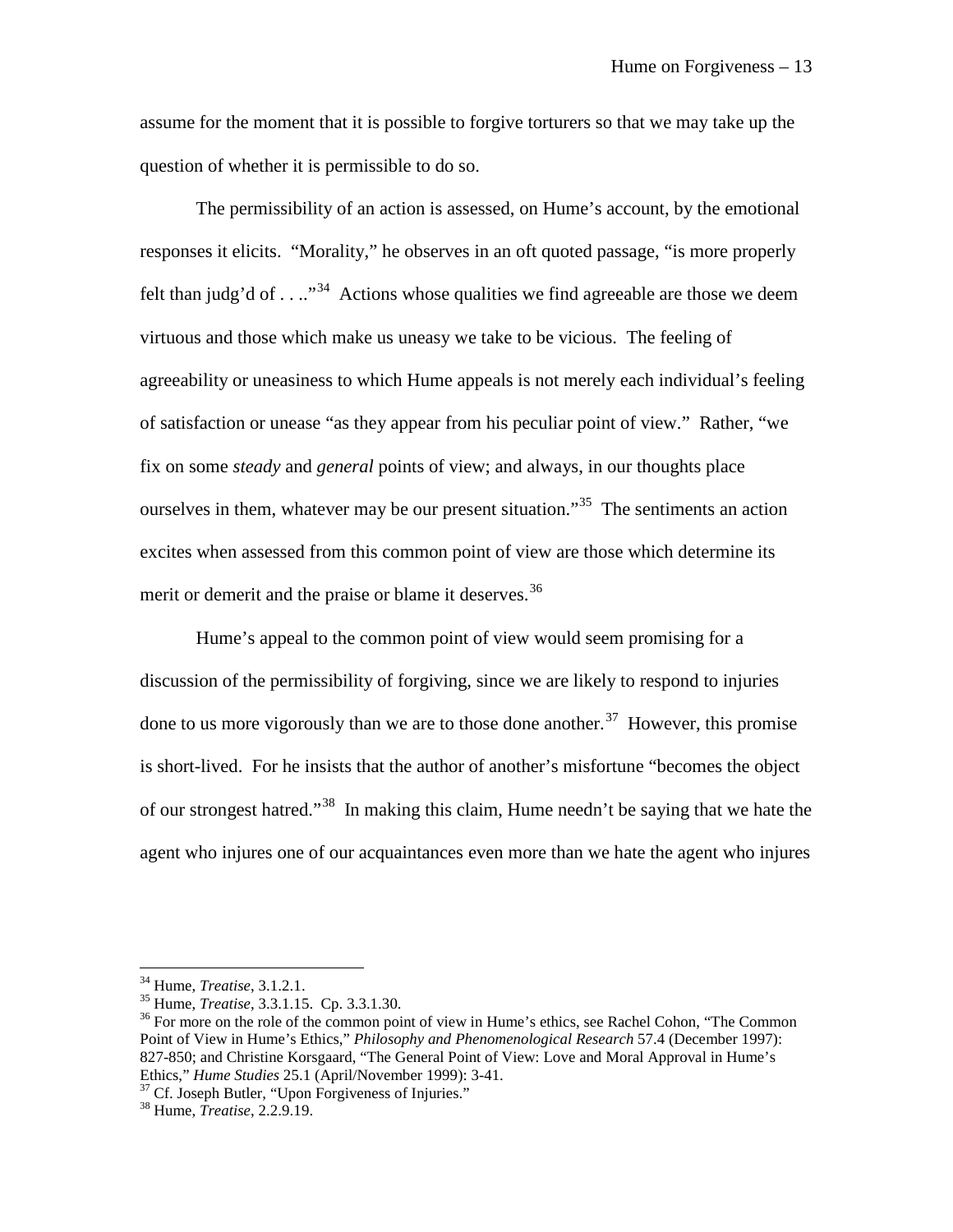assume for the moment that it is possible to forgive torturers so that we may take up the question of whether it is permissible to do so.

The permissibility of an action is assessed, on Hume's account, by the emotional responses it elicits. "Morality," he observes in an oft quoted passage, "is more properly felt than judg'd of . . .."[34] Actions whose qualities we find agreeable are those we deem virtuous and those which make us uneasy we take to be vicious. The feeling of agreeability or uneasiness to which Hume appeals is not merely each individual's feeling of satisfaction or unease "as they appear from his peculiar point of view." Rather, "we fix on some *steady* and *general* points of view; and always, in our thoughts place ourselves in them, whatever may be our present situation."[35] The sentiments an action excites when assessed from this common point of view are those which determine its merit or demerit and the praise or blame it deserves.[36]

Hume's appeal to the common point of view would seem promising for a discussion of the permissibility of forgiving, since we are likely to respond to injuries done to us more vigorously than we are to those done another.[37] However, this promise is short-lived. For he insists that the author of another's misfortune "becomes the object of our strongest hatred."[38] In making this claim, Hume needn't be saying that we hate the agent who injures one of our acquaintances even more than we hate the agent who injures

---

[34] Hume, *Treatise*, 3.1.2.1.

[35] Hume, *Treatise*, 3.3.1.15. Cp. 3.3.1.30.

[36] For more on the role of the common point of view in Hume's ethics, see Rachel Cohon, "The Common Point of View in Hume's Ethics," *Philosophy and Phenomenological Research* 57.4 (December 1997): 827-850; and Christine Korsgaard, "The General Point of View: Love and Moral Approval in Hume's Ethics," *Hume Studies* 25.1 (April/November 1999): 3-41.

[37] Cf. Joseph Butler, "Upon Forgiveness of Injuries."

[38] Hume, *Treatise*, 2.2.9.19.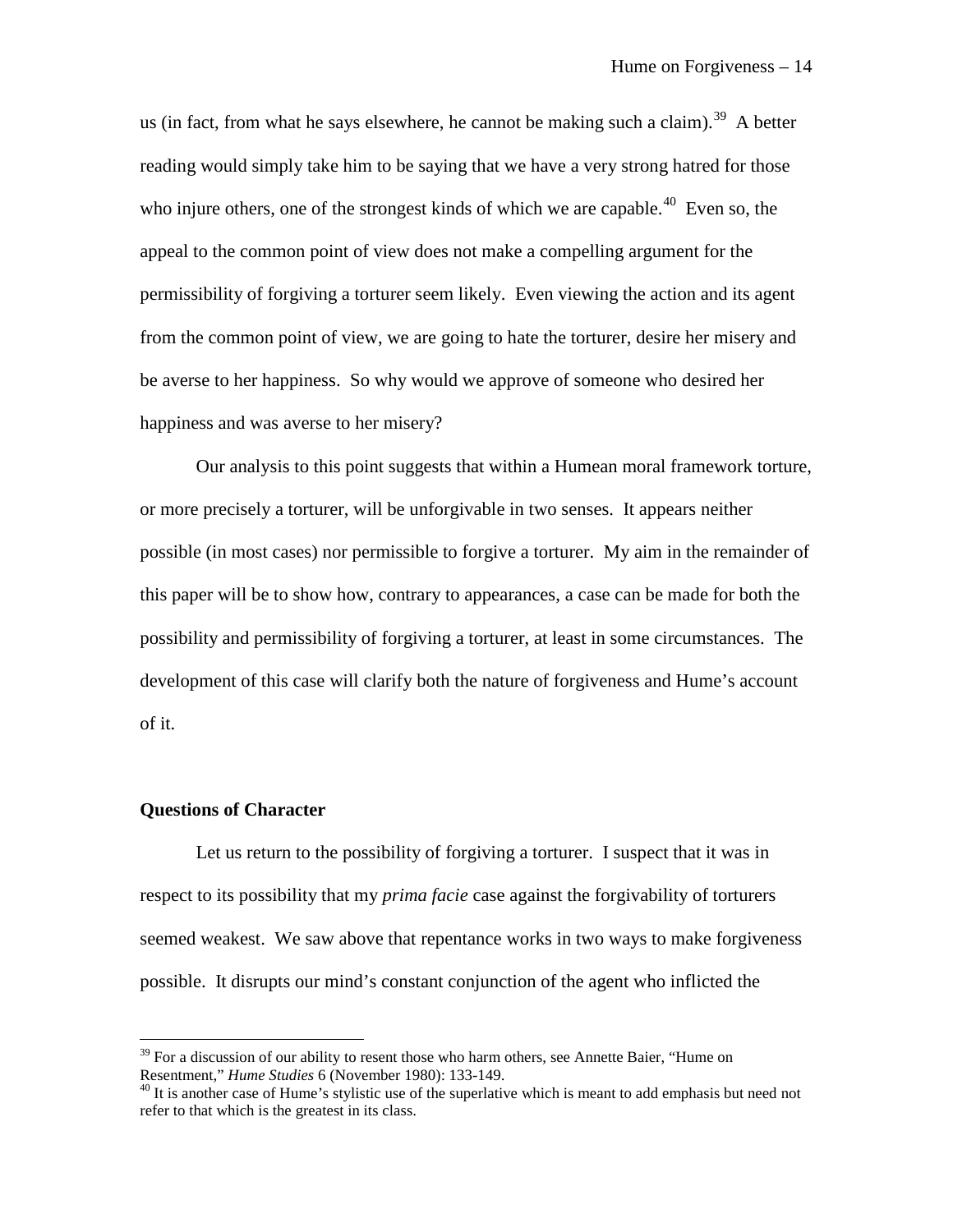us (in fact, from what he says elsewhere, he cannot be making such a claim).[39] A better reading would simply take him to be saying that we have a very strong hatred for those who injure others, one of the strongest kinds of which we are capable.[40] Even so, the appeal to the common point of view does not make a compelling argument for the permissibility of forgiving a torturer seem likely. Even viewing the action and its agent from the common point of view, we are going to hate the torturer, desire her misery and be averse to her happiness. So why would we approve of someone who desired her happiness and was averse to her misery?

Our analysis to this point suggests that within a Humean moral framework torture, or more precisely a torturer, will be unforgivable in two senses. It appears neither possible (in most cases) nor permissible to forgive a torturer. My aim in the remainder of this paper will be to show how, contrary to appearances, a case can be made for both the possibility and permissibility of forgiving a torturer, at least in some circumstances. The development of this case will clarify both the nature of forgiveness and Hume's account of it.

**Questions of Character**

Let us return to the possibility of forgiving a torturer. I suspect that it was in respect to its possibility that my *prima facie* case against the forgivability of torturers seemed weakest. We saw above that repentance works in two ways to make forgiveness possible. It disrupts our mind's constant conjunction of the agent who inflicted the

[39] For a discussion of our ability to resent those who harm others, see Annette Baier, "Hume on Resentment," *Hume Studies* 6 (November 1980): 133-149.

[40] It is another case of Hume's stylistic use of the superlative which is meant to add emphasis but need not refer to that which is the greatest in its class.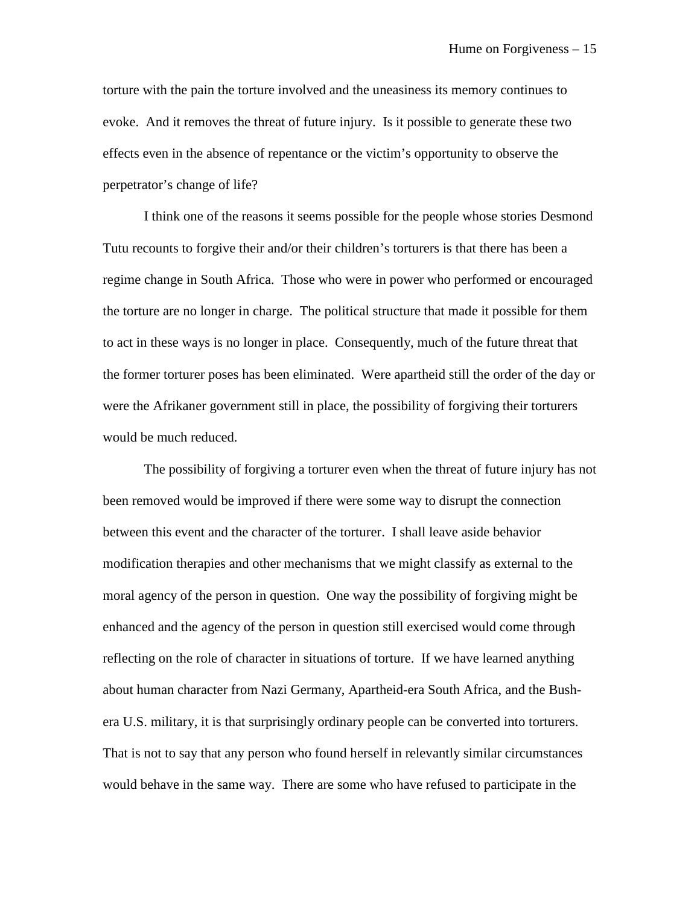torture with the pain the torture involved and the uneasiness its memory continues to evoke. And it removes the threat of future injury. Is it possible to generate these two effects even in the absence of repentance or the victim's opportunity to observe the perpetrator's change of life?

I think one of the reasons it seems possible for the people whose stories Desmond Tutu recounts to forgive their and/or their children's torturers is that there has been a regime change in South Africa. Those who were in power who performed or encouraged the torture are no longer in charge. The political structure that made it possible for them to act in these ways is no longer in place. Consequently, much of the future threat that the former torturer poses has been eliminated. Were apartheid still the order of the day or were the Afrikaner government still in place, the possibility of forgiving their torturers would be much reduced.

The possibility of forgiving a torturer even when the threat of future injury has not been removed would be improved if there were some way to disrupt the connection between this event and the character of the torturer. I shall leave aside behavior modification therapies and other mechanisms that we might classify as external to the moral agency of the person in question. One way the possibility of forgiving might be enhanced and the agency of the person in question still exercised would come through reflecting on the role of character in situations of torture. If we have learned anything about human character from Nazi Germany, Apartheid-era South Africa, and the Bush-era U.S. military, it is that surprisingly ordinary people can be converted into torturers. That is not to say that any person who found herself in relevantly similar circumstances would behave in the same way. There are some who have refused to participate in the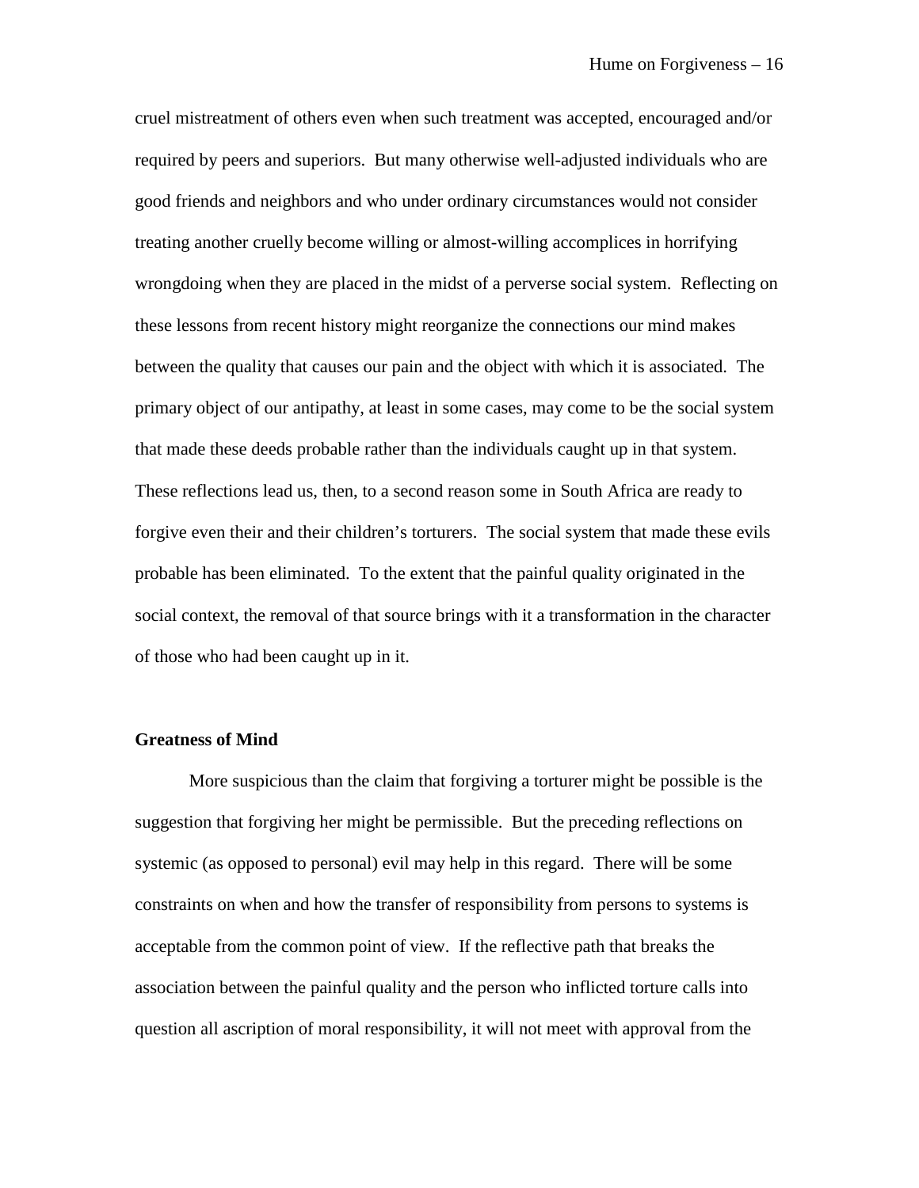cruel mistreatment of others even when such treatment was accepted, encouraged and/or required by peers and superiors. But many otherwise well-adjusted individuals who are good friends and neighbors and who under ordinary circumstances would not consider treating another cruelly become willing or almost-willing accomplices in horrifying wrongdoing when they are placed in the midst of a perverse social system. Reflecting on these lessons from recent history might reorganize the connections our mind makes between the quality that causes our pain and the object with which it is associated. The primary object of our antipathy, at least in some cases, may come to be the social system that made these deeds probable rather than the individuals caught up in that system. These reflections lead us, then, to a second reason some in South Africa are ready to forgive even their and their children's torturers. The social system that made these evils probable has been eliminated. To the extent that the painful quality originated in the social context, the removal of that source brings with it a transformation in the character of those who had been caught up in it.

### Greatness of Mind

More suspicious than the claim that forgiving a torturer might be possible is the suggestion that forgiving her might be permissible. But the preceding reflections on systemic (as opposed to personal) evil may help in this regard. There will be some constraints on when and how the transfer of responsibility from persons to systems is acceptable from the common point of view. If the reflective path that breaks the association between the painful quality and the person who inflicted torture calls into question all ascription of moral responsibility, it will not meet with approval from the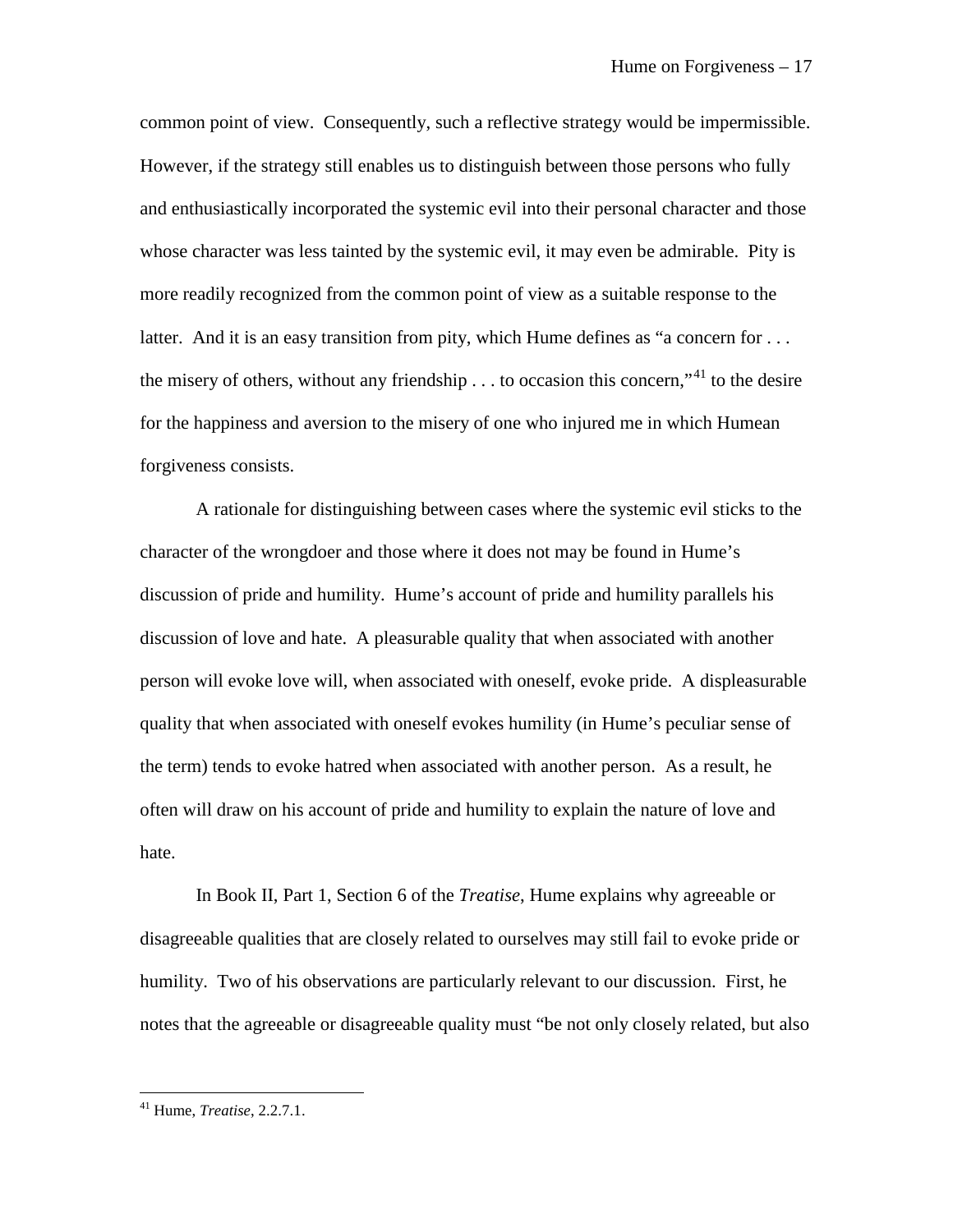common point of view. Consequently, such a reflective strategy would be impermissible. However, if the strategy still enables us to distinguish between those persons who fully and enthusiastically incorporated the systemic evil into their personal character and those whose character was less tainted by the systemic evil, it may even be admirable. Pity is more readily recognized from the common point of view as a suitable response to the latter. And it is an easy transition from pity, which Hume defines as "a concern for . . . the misery of others, without any friendship . . . to occasion this concern,"[41] to the desire for the happiness and aversion to the misery of one who injured me in which Humean forgiveness consists.

A rationale for distinguishing between cases where the systemic evil sticks to the character of the wrongdoer and those where it does not may be found in Hume's discussion of pride and humility. Hume's account of pride and humility parallels his discussion of love and hate. A pleasurable quality that when associated with another person will evoke love will, when associated with oneself, evoke pride. A displeasurable quality that when associated with oneself evokes humility (in Hume's peculiar sense of the term) tends to evoke hatred when associated with another person. As a result, he often will draw on his account of pride and humility to explain the nature of love and hate.

In Book II, Part 1, Section 6 of the *Treatise*, Hume explains why agreeable or disagreeable qualities that are closely related to ourselves may still fail to evoke pride or humility. Two of his observations are particularly relevant to our discussion. First, he notes that the agreeable or disagreeable quality must "be not only closely related, but also

---

[41] Hume, *Treatise*, 2.2.7.1.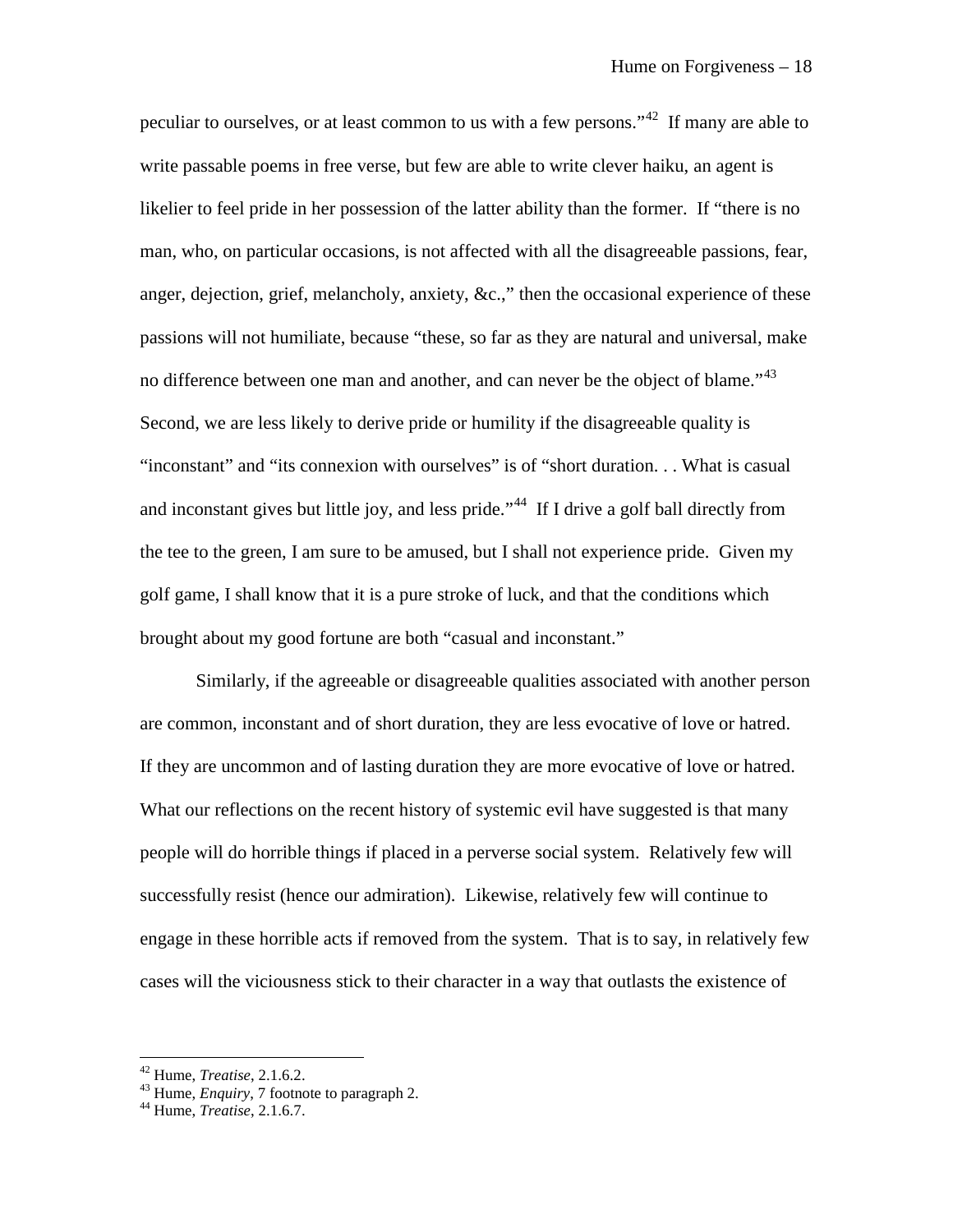peculiar to ourselves, or at least common to us with a few persons."[42] If many are able to write passable poems in free verse, but few are able to write clever haiku, an agent is likelier to feel pride in her possession of the latter ability than the former. If "there is no man, who, on particular occasions, is not affected with all the disagreeable passions, fear, anger, dejection, grief, melancholy, anxiety, &c.," then the occasional experience of these passions will not humiliate, because "these, so far as they are natural and universal, make no difference between one man and another, and can never be the object of blame."[43] Second, we are less likely to derive pride or humility if the disagreeable quality is "inconstant" and "its connexion with ourselves" is of "short duration. . . What is casual and inconstant gives but little joy, and less pride."[44] If I drive a golf ball directly from the tee to the green, I am sure to be amused, but I shall not experience pride. Given my golf game, I shall know that it is a pure stroke of luck, and that the conditions which brought about my good fortune are both "casual and inconstant."

Similarly, if the agreeable or disagreeable qualities associated with another person are common, inconstant and of short duration, they are less evocative of love or hatred. If they are uncommon and of lasting duration they are more evocative of love or hatred. What our reflections on the recent history of systemic evil have suggested is that many people will do horrible things if placed in a perverse social system. Relatively few will successfully resist (hence our admiration). Likewise, relatively few will continue to engage in these horrible acts if removed from the system. That is to say, in relatively few cases will the viciousness stick to their character in a way that outlasts the existence of

---

[42] Hume, *Treatise*, 2.1.6.2.

[43] Hume, *Enquiry*, 7 footnote to paragraph 2.

[44] Hume, *Treatise*, 2.1.6.7.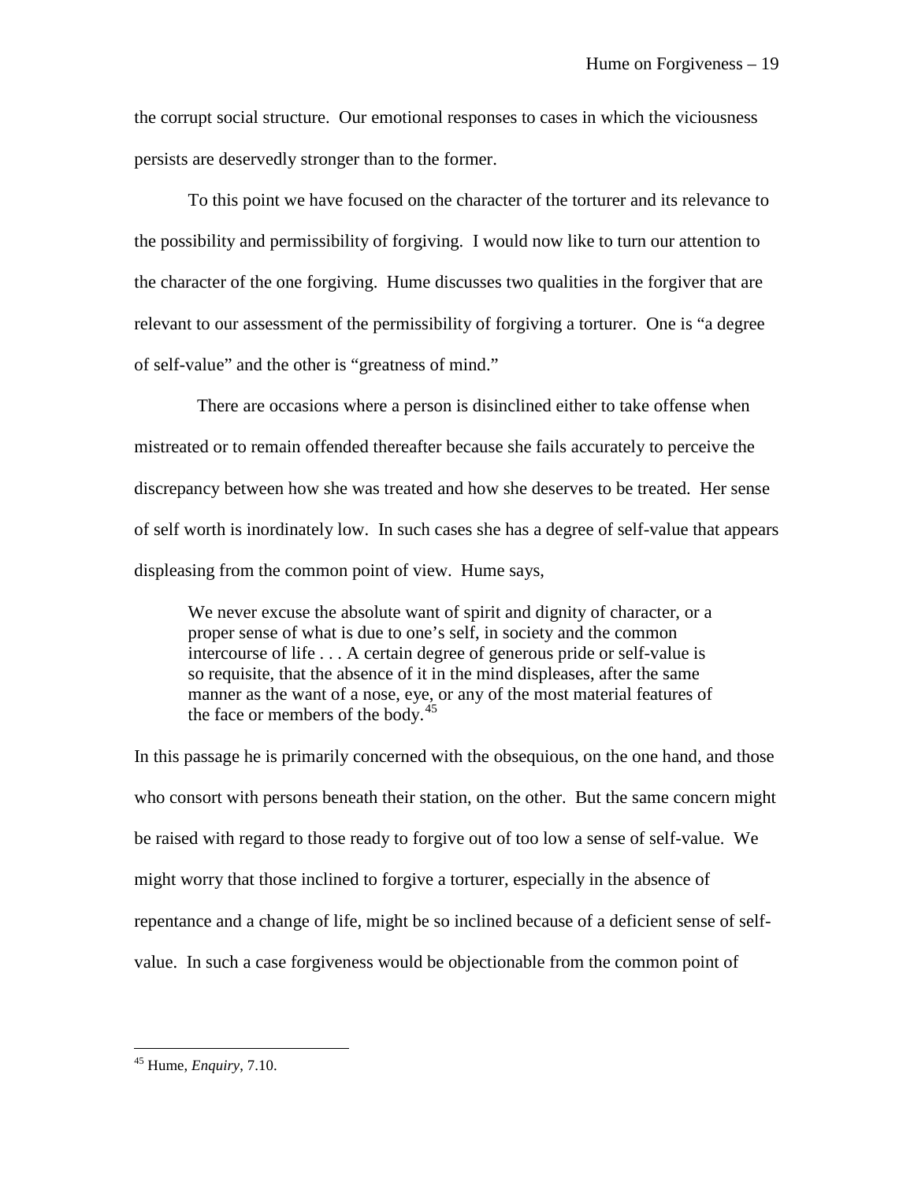the corrupt social structure. Our emotional responses to cases in which the viciousness persists are deservedly stronger than to the former.

To this point we have focused on the character of the torturer and its relevance to the possibility and permissibility of forgiving. I would now like to turn our attention to the character of the one forgiving. Hume discusses two qualities in the forgiver that are relevant to our assessment of the permissibility of forgiving a torturer. One is "a degree of self-value" and the other is "greatness of mind."

There are occasions where a person is disinclined either to take offense when mistreated or to remain offended thereafter because she fails accurately to perceive the discrepancy between how she was treated and how she deserves to be treated. Her sense of self worth is inordinately low. In such cases she has a degree of self-value that appears displeasing from the common point of view. Hume says,

> We never excuse the absolute want of spirit and dignity of character, or a proper sense of what is due to one's self, in society and the common intercourse of life . . . A certain degree of generous pride or self-value is so requisite, that the absence of it in the mind displeases, after the same manner as the want of a nose, eye, or any of the most material features of the face or members of the body.[45]

In this passage he is primarily concerned with the obsequious, on the one hand, and those who consort with persons beneath their station, on the other. But the same concern might be raised with regard to those ready to forgive out of too low a sense of self-value. We might worry that those inclined to forgive a torturer, especially in the absence of repentance and a change of life, might be so inclined because of a deficient sense of self-value. In such a case forgiveness would be objectionable from the common point of

[45] Hume, *Enquiry*, 7.10.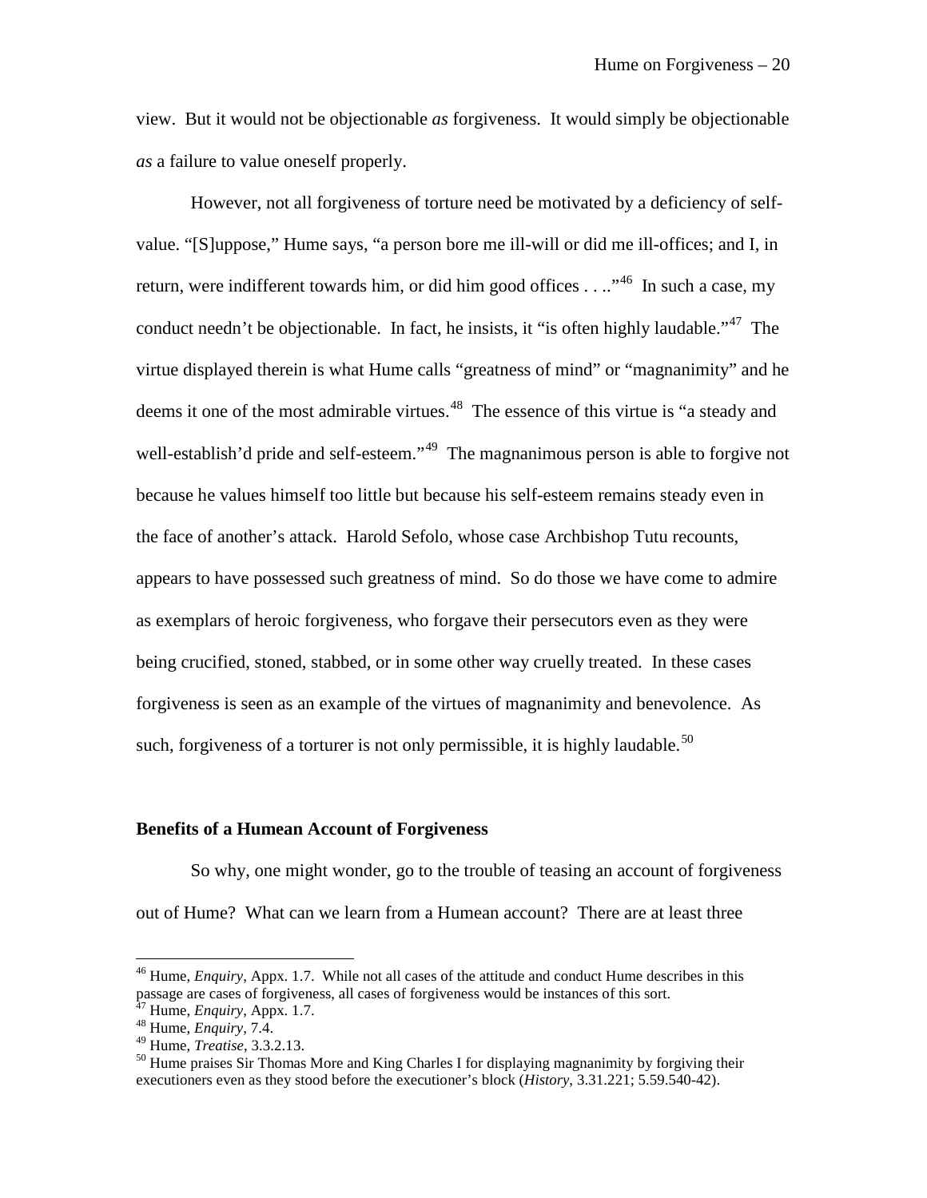view. But it would not be objectionable *as* forgiveness. It would simply be objectionable *as* a failure to value oneself properly.

However, not all forgiveness of torture need be motivated by a deficiency of self-value. "[S]uppose," Hume says, "a person bore me ill-will or did me ill-offices; and I, in return, were indifferent towards him, or did him good offices . . .."[46] In such a case, my conduct needn't be objectionable. In fact, he insists, it "is often highly laudable."[47] The virtue displayed therein is what Hume calls "greatness of mind" or "magnanimity" and he deems it one of the most admirable virtues.[48] The essence of this virtue is "a steady and well-establish'd pride and self-esteem."[49] The magnanimous person is able to forgive not because he values himself too little but because his self-esteem remains steady even in the face of another's attack. Harold Sefolo, whose case Archbishop Tutu recounts, appears to have possessed such greatness of mind. So do those we have come to admire as exemplars of heroic forgiveness, who forgave their persecutors even as they were being crucified, stoned, stabbed, or in some other way cruelly treated. In these cases forgiveness is seen as an example of the virtues of magnanimity and benevolence. As such, forgiveness of a torturer is not only permissible, it is highly laudable.[50]

### Benefits of a Humean Account of Forgiveness

So why, one might wonder, go to the trouble of teasing an account of forgiveness out of Hume? What can we learn from a Humean account? There are at least three

---

[46] Hume, *Enquiry*, Appx. 1.7. While not all cases of the attitude and conduct Hume describes in this passage are cases of forgiveness, all cases of forgiveness would be instances of this sort.

[47] Hume, *Enquiry*, Appx. 1.7.

[48] Hume, *Enquiry*, 7.4.

[49] Hume, *Treatise*, 3.3.2.13.

[50] Hume praises Sir Thomas More and King Charles I for displaying magnanimity by forgiving their executioners even as they stood before the executioner's block (*History*, 3.31.221; 5.59.540-42).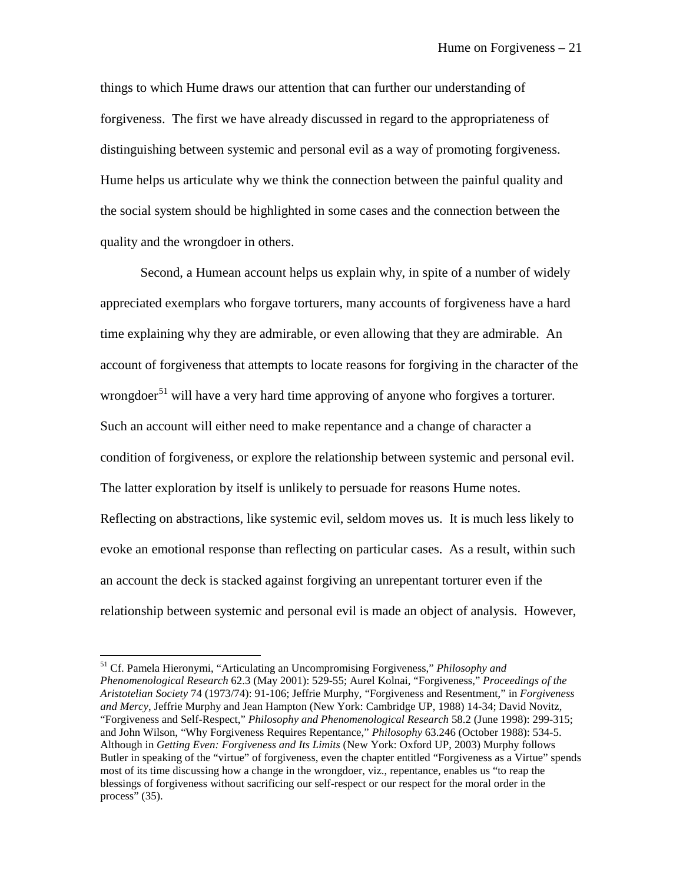things to which Hume draws our attention that can further our understanding of forgiveness. The first we have already discussed in regard to the appropriateness of distinguishing between systemic and personal evil as a way of promoting forgiveness. Hume helps us articulate why we think the connection between the painful quality and the social system should be highlighted in some cases and the connection between the quality and the wrongdoer in others.

Second, a Humean account helps us explain why, in spite of a number of widely appreciated exemplars who forgave torturers, many accounts of forgiveness have a hard time explaining why they are admirable, or even allowing that they are admirable. An account of forgiveness that attempts to locate reasons for forgiving in the character of the wrongdoer[51] will have a very hard time approving of anyone who forgives a torturer. Such an account will either need to make repentance and a change of character a condition of forgiveness, or explore the relationship between systemic and personal evil. The latter exploration by itself is unlikely to persuade for reasons Hume notes. Reflecting on abstractions, like systemic evil, seldom moves us. It is much less likely to evoke an emotional response than reflecting on particular cases. As a result, within such an account the deck is stacked against forgiving an unrepentant torturer even if the relationship between systemic and personal evil is made an object of analysis. However,

---

[51] Cf. Pamela Hieronymi, "Articulating an Uncompromising Forgiveness," *Philosophy and Phenomenological Research* 62.3 (May 2001): 529-55; Aurel Kolnai, "Forgiveness," *Proceedings of the Aristotelian Society* 74 (1973/74): 91-106; Jeffrie Murphy, "Forgiveness and Resentment," in *Forgiveness and Mercy*, Jeffrie Murphy and Jean Hampton (New York: Cambridge UP, 1988) 14-34; David Novitz, "Forgiveness and Self-Respect," *Philosophy and Phenomenological Research* 58.2 (June 1998): 299-315; and John Wilson, "Why Forgiveness Requires Repentance," *Philosophy* 63.246 (October 1988): 534-5. Although in *Getting Even: Forgiveness and Its Limits* (New York: Oxford UP, 2003) Murphy follows Butler in speaking of the "virtue" of forgiveness, even the chapter entitled "Forgiveness as a Virtue" spends most of its time discussing how a change in the wrongdoer, viz., repentance, enables us "to reap the blessings of forgiveness without sacrificing our self-respect or our respect for the moral order in the process" (35).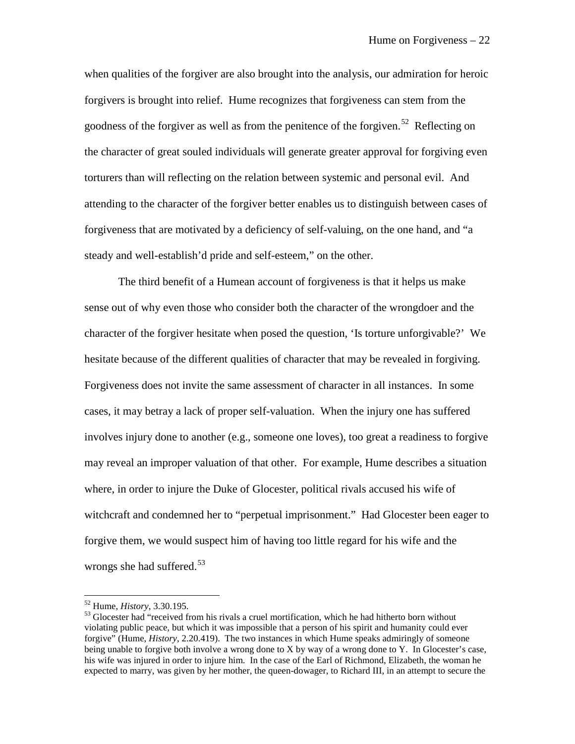when qualities of the forgiver are also brought into the analysis, our admiration for heroic forgivers is brought into relief. Hume recognizes that forgiveness can stem from the goodness of the forgiver as well as from the penitence of the forgiven.[52] Reflecting on the character of great souled individuals will generate greater approval for forgiving even torturers than will reflecting on the relation between systemic and personal evil. And attending to the character of the forgiver better enables us to distinguish between cases of forgiveness that are motivated by a deficiency of self-valuing, on the one hand, and "a steady and well-establish'd pride and self-esteem," on the other.

The third benefit of a Humean account of forgiveness is that it helps us make sense out of why even those who consider both the character of the wrongdoer and the character of the forgiver hesitate when posed the question, 'Is torture unforgivable?' We hesitate because of the different qualities of character that may be revealed in forgiving. Forgiveness does not invite the same assessment of character in all instances. In some cases, it may betray a lack of proper self-valuation. When the injury one has suffered involves injury done to another (e.g., someone one loves), too great a readiness to forgive may reveal an improper valuation of that other. For example, Hume describes a situation where, in order to injure the Duke of Glocester, political rivals accused his wife of witchcraft and condemned her to "perpetual imprisonment." Had Glocester been eager to forgive them, we would suspect him of having too little regard for his wife and the wrongs she had suffered.[53]

---

[52] Hume, *History*, 3.30.195.

[53] Glocester had "received from his rivals a cruel mortification, which he had hitherto born without violating public peace, but which it was impossible that a person of his spirit and humanity could ever forgive" (Hume, *History*, 2.20.419). The two instances in which Hume speaks admiringly of someone being unable to forgive both involve a wrong done to X by way of a wrong done to Y. In Glocester's case, his wife was injured in order to injure him. In the case of the Earl of Richmond, Elizabeth, the woman he expected to marry, was given by her mother, the queen-dowager, to Richard III, in an attempt to secure the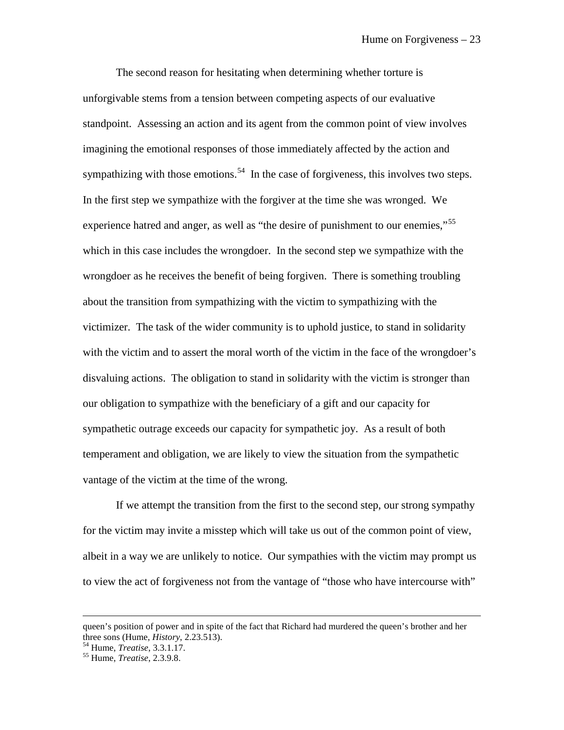The second reason for hesitating when determining whether torture is unforgivable stems from a tension between competing aspects of our evaluative standpoint. Assessing an action and its agent from the common point of view involves imagining the emotional responses of those immediately affected by the action and sympathizing with those emotions.[54] In the case of forgiveness, this involves two steps. In the first step we sympathize with the forgiver at the time she was wronged. We experience hatred and anger, as well as "the desire of punishment to our enemies,"[55] which in this case includes the wrongdoer. In the second step we sympathize with the wrongdoer as he receives the benefit of being forgiven. There is something troubling about the transition from sympathizing with the victim to sympathizing with the victimizer. The task of the wider community is to uphold justice, to stand in solidarity with the victim and to assert the moral worth of the victim in the face of the wrongdoer's disvaluing actions. The obligation to stand in solidarity with the victim is stronger than our obligation to sympathize with the beneficiary of a gift and our capacity for sympathetic outrage exceeds our capacity for sympathetic joy. As a result of both temperament and obligation, we are likely to view the situation from the sympathetic vantage of the victim at the time of the wrong.

If we attempt the transition from the first to the second step, our strong sympathy for the victim may invite a misstep which will take us out of the common point of view, albeit in a way we are unlikely to notice. Our sympathies with the victim may prompt us to view the act of forgiveness not from the vantage of "those who have intercourse with"

---

queen's position of power and in spite of the fact that Richard had murdered the queen's brother and her three sons (Hume, *History*, 2.23.513).

[54] Hume, *Treatise*, 3.3.1.17.

[55] Hume, *Treatise*, 2.3.9.8.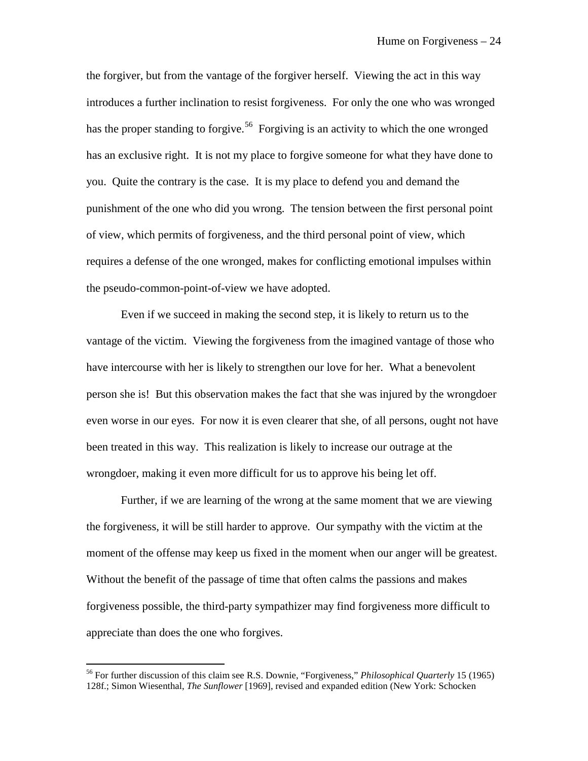the forgiver, but from the vantage of the forgiver herself. Viewing the act in this way introduces a further inclination to resist forgiveness. For only the one who was wronged has the proper standing to forgive.[56] Forgiving is an activity to which the one wronged has an exclusive right. It is not my place to forgive someone for what they have done to you. Quite the contrary is the case. It is my place to defend you and demand the punishment of the one who did you wrong. The tension between the first personal point of view, which permits of forgiveness, and the third personal point of view, which requires a defense of the one wronged, makes for conflicting emotional impulses within the pseudo-common-point-of-view we have adopted.

Even if we succeed in making the second step, it is likely to return us to the vantage of the victim. Viewing the forgiveness from the imagined vantage of those who have intercourse with her is likely to strengthen our love for her. What a benevolent person she is! But this observation makes the fact that she was injured by the wrongdoer even worse in our eyes. For now it is even clearer that she, of all persons, ought not have been treated in this way. This realization is likely to increase our outrage at the wrongdoer, making it even more difficult for us to approve his being let off.

Further, if we are learning of the wrong at the same moment that we are viewing the forgiveness, it will be still harder to approve. Our sympathy with the victim at the moment of the offense may keep us fixed in the moment when our anger will be greatest. Without the benefit of the passage of time that often calms the passions and makes forgiveness possible, the third-party sympathizer may find forgiveness more difficult to appreciate than does the one who forgives.

---

[56] For further discussion of this claim see R.S. Downie, "Forgiveness," *Philosophical Quarterly* 15 (1965) 128f.; Simon Wiesenthal, *The Sunflower* [1969], revised and expanded edition (New York: Schocken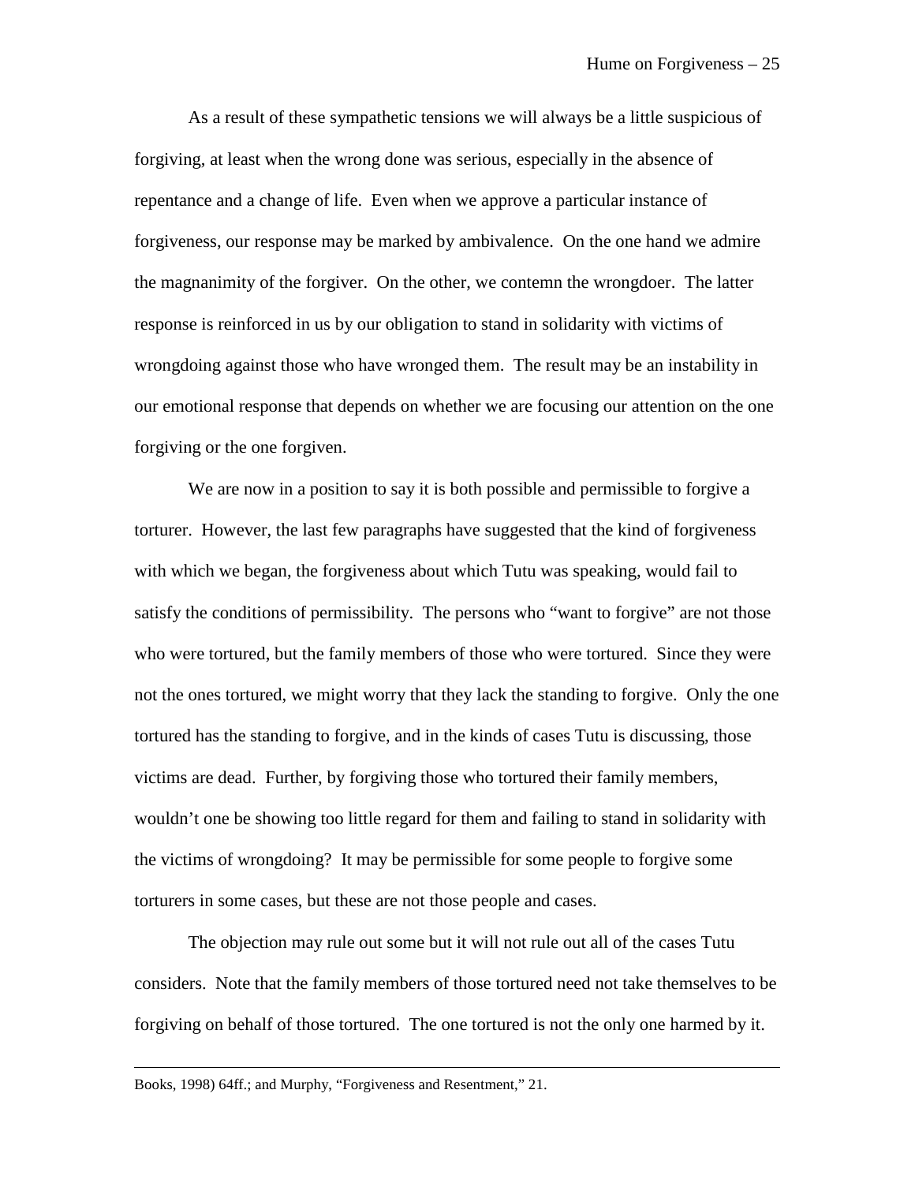As a result of these sympathetic tensions we will always be a little suspicious of forgiving, at least when the wrong done was serious, especially in the absence of repentance and a change of life. Even when we approve a particular instance of forgiveness, our response may be marked by ambivalence. On the one hand we admire the magnanimity of the forgiver. On the other, we contemn the wrongdoer. The latter response is reinforced in us by our obligation to stand in solidarity with victims of wrongdoing against those who have wronged them. The result may be an instability in our emotional response that depends on whether we are focusing our attention on the one forgiving or the one forgiven.

We are now in a position to say it is both possible and permissible to forgive a torturer. However, the last few paragraphs have suggested that the kind of forgiveness with which we began, the forgiveness about which Tutu was speaking, would fail to satisfy the conditions of permissibility. The persons who "want to forgive" are not those who were tortured, but the family members of those who were tortured. Since they were not the ones tortured, we might worry that they lack the standing to forgive. Only the one tortured has the standing to forgive, and in the kinds of cases Tutu is discussing, those victims are dead. Further, by forgiving those who tortured their family members, wouldn't one be showing too little regard for them and failing to stand in solidarity with the victims of wrongdoing? It may be permissible for some people to forgive some torturers in some cases, but these are not those people and cases.

The objection may rule out some but it will not rule out all of the cases Tutu considers. Note that the family members of those tortured need not take themselves to be forgiving on behalf of those tortured. The one tortured is not the only one harmed by it.

---

Books, 1998) 64ff.; and Murphy, "Forgiveness and Resentment," 21.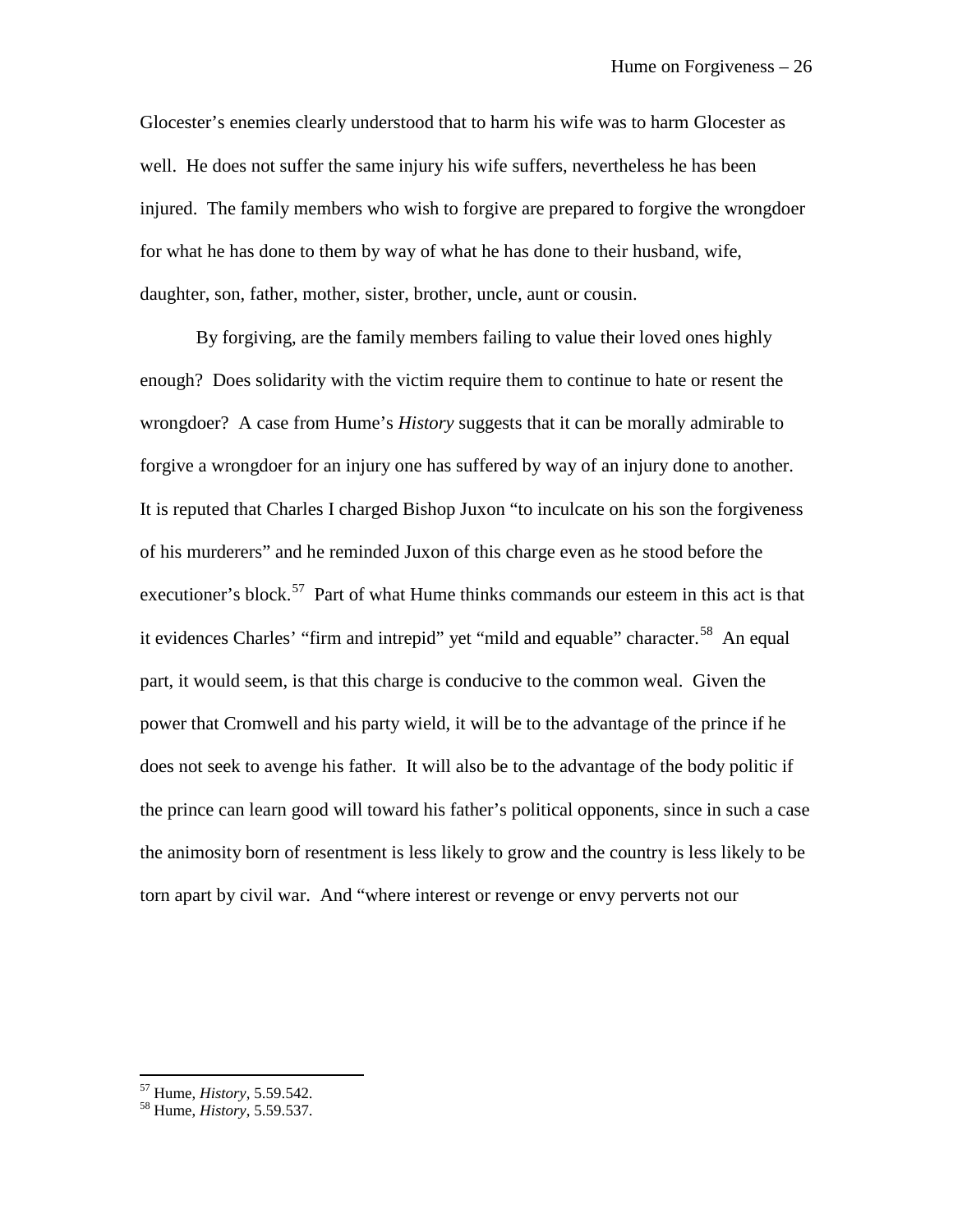Glocester's enemies clearly understood that to harm his wife was to harm Glocester as well. He does not suffer the same injury his wife suffers, nevertheless he has been injured. The family members who wish to forgive are prepared to forgive the wrongdoer for what he has done to them by way of what he has done to their husband, wife, daughter, son, father, mother, sister, brother, uncle, aunt or cousin.

By forgiving, are the family members failing to value their loved ones highly enough? Does solidarity with the victim require them to continue to hate or resent the wrongdoer? A case from Hume's *History* suggests that it can be morally admirable to forgive a wrongdoer for an injury one has suffered by way of an injury done to another. It is reputed that Charles I charged Bishop Juxon "to inculcate on his son the forgiveness of his murderers" and he reminded Juxon of this charge even as he stood before the executioner's block.[57] Part of what Hume thinks commands our esteem in this act is that it evidences Charles' "firm and intrepid" yet "mild and equable" character.[58] An equal part, it would seem, is that this charge is conducive to the common weal. Given the power that Cromwell and his party wield, it will be to the advantage of the prince if he does not seek to avenge his father. It will also be to the advantage of the body politic if the prince can learn good will toward his father's political opponents, since in such a case the animosity born of resentment is less likely to grow and the country is less likely to be torn apart by civil war. And "where interest or revenge or envy perverts not our

---

[57] Hume, *History*, 5.59.542.

[58] Hume, *History*, 5.59.537.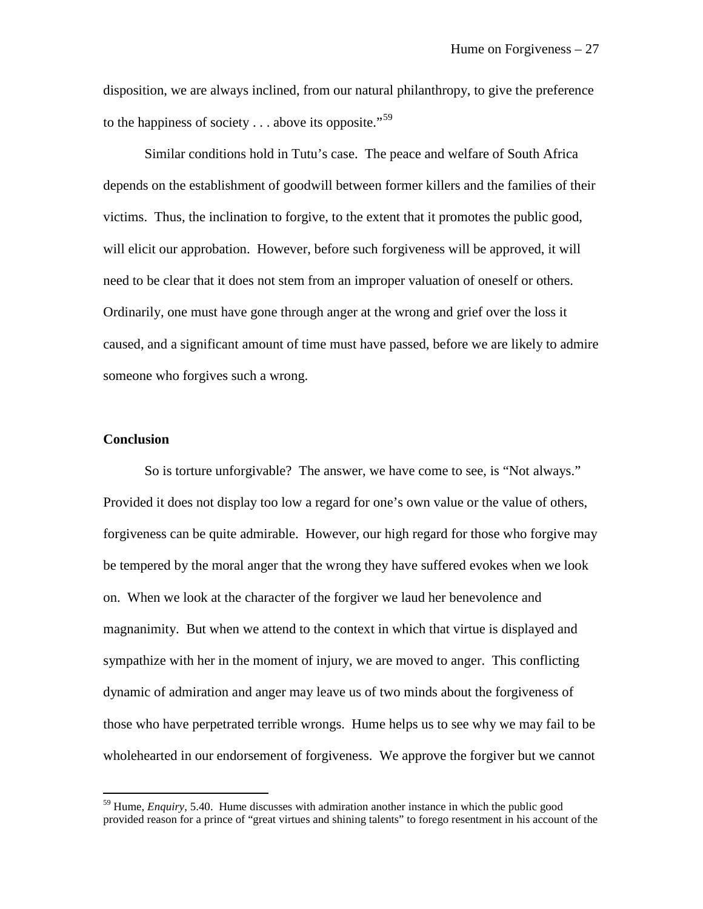disposition, we are always inclined, from our natural philanthropy, to give the preference to the happiness of society . . . above its opposite."[59]

Similar conditions hold in Tutu's case. The peace and welfare of South Africa depends on the establishment of goodwill between former killers and the families of their victims. Thus, the inclination to forgive, to the extent that it promotes the public good, will elicit our approbation. However, before such forgiveness will be approved, it will need to be clear that it does not stem from an improper valuation of oneself or others. Ordinarily, one must have gone through anger at the wrong and grief over the loss it caused, and a significant amount of time must have passed, before we are likely to admire someone who forgives such a wrong.

**Conclusion**

So is torture unforgivable? The answer, we have come to see, is "Not always." Provided it does not display too low a regard for one's own value or the value of others, forgiveness can be quite admirable. However, our high regard for those who forgive may be tempered by the moral anger that the wrong they have suffered evokes when we look on. When we look at the character of the forgiver we laud her benevolence and magnanimity. But when we attend to the context in which that virtue is displayed and sympathize with her in the moment of injury, we are moved to anger. This conflicting dynamic of admiration and anger may leave us of two minds about the forgiveness of those who have perpetrated terrible wrongs. Hume helps us to see why we may fail to be wholehearted in our endorsement of forgiveness. We approve the forgiver but we cannot

---

[59] Hume, *Enquiry*, 5.40. Hume discusses with admiration another instance in which the public good provided reason for a prince of "great virtues and shining talents" to forego resentment in his account of the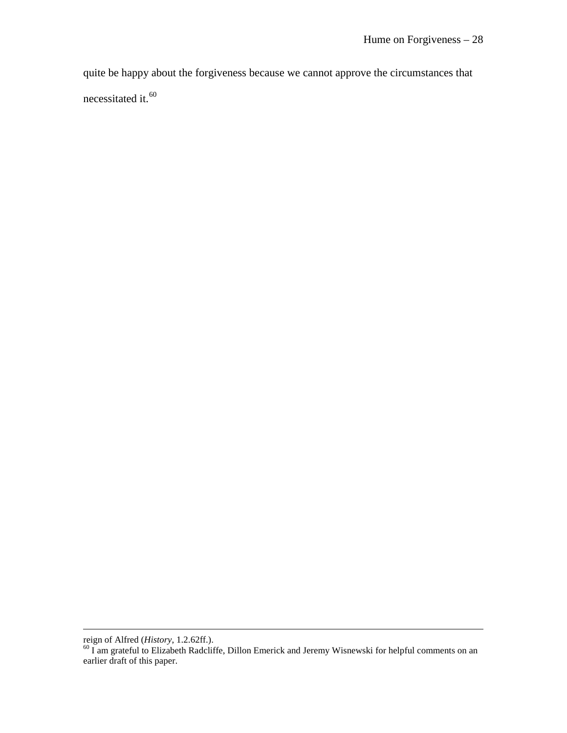quite be happy about the forgiveness because we cannot approve the circumstances that necessitated it.[60]

---

reign of Alfred (*History*, 1.2.62ff.).

[60] I am grateful to Elizabeth Radcliffe, Dillon Emerick and Jeremy Wisnewski for helpful comments on an earlier draft of this paper.